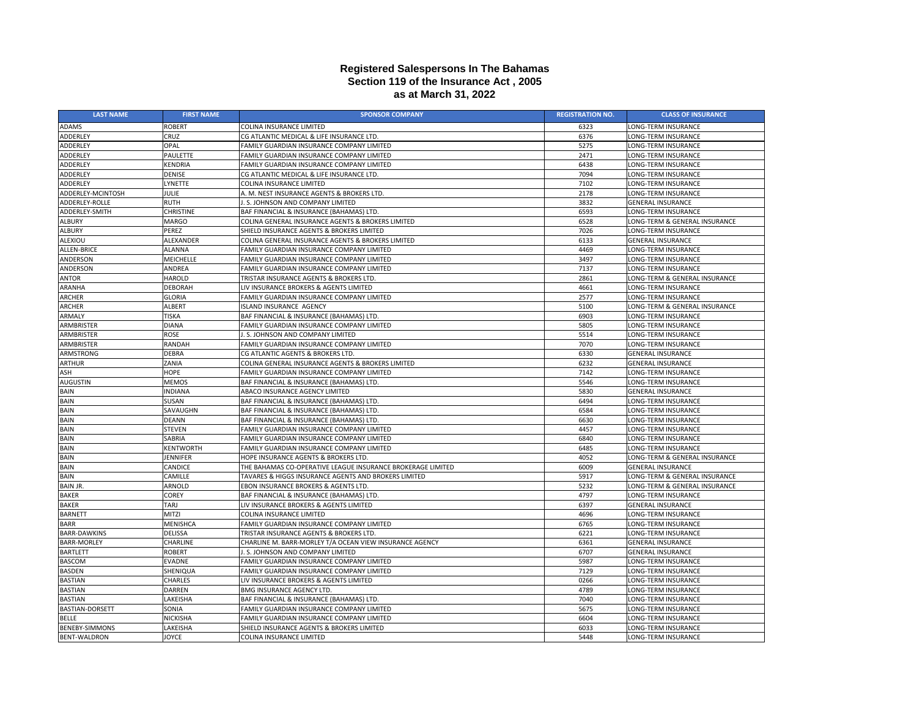# Registered Salespersons In The Bahamas
## Section 119 of the Insurance Act , 2005
## as at March 31, 2022

| LAST NAME | FIRST NAME | SPONSOR COMPANY | REGISTRATION NO. | CLASS OF INSURANCE |
|---|---|---|---|---|
| ADAMS | ROBERT | COLINA INSURANCE LIMITED | 6323 | LONG-TERM INSURANCE |
| ADDERLEY | CRUZ | CG ATLANTIC MEDICAL & LIFE INSURANCE LTD. | 6376 | LONG-TERM INSURANCE |
| ADDERLEY | OPAL | FAMILY GUARDIAN INSURANCE COMPANY LIMITED | 5275 | LONG-TERM INSURANCE |
| ADDERLEY | PAULETTE | FAMILY GUARDIAN INSURANCE COMPANY LIMITED | 2471 | LONG-TERM INSURANCE |
| ADDERLEY | KENDRIA | FAMILY GUARDIAN INSURANCE COMPANY LIMITED | 6438 | LONG-TERM INSURANCE |
| ADDERLEY | DENISE | CG ATLANTIC MEDICAL & LIFE INSURANCE LTD. | 7094 | LONG-TERM INSURANCE |
| ADDERLEY | LYNETTE | COLINA INSURANCE LIMITED | 7102 | LONG-TERM INSURANCE |
| ADDERLEY-MCINTOSH | JULIE | A. M. NEST INSURANCE AGENTS & BROKERS LTD. | 2178 | LONG-TERM INSURANCE |
| ADDERLEY-ROLLE | RUTH | J. S. JOHNSON AND COMPANY LIMITED | 3832 | GENERAL INSURANCE |
| ADDERLEY-SMITH | CHRISTINE | BAF FINANCIAL & INSURANCE (BAHAMAS) LTD. | 6593 | LONG-TERM INSURANCE |
| ALBURY | MARGO | COLINA GENERAL INSURANCE AGENTS & BROKERS LIMITED | 6528 | LONG-TERM & GENERAL INSURANCE |
| ALBURY | PEREZ | SHIELD INSURANCE AGENTS & BROKERS LIMITED | 7026 | LONG-TERM INSURANCE |
| ALEXIOU | ALEXANDER | COLINA GENERAL INSURANCE AGENTS & BROKERS LIMITED | 6133 | GENERAL INSURANCE |
| ALLEN-BRICE | ALANNA | FAMILY GUARDIAN INSURANCE COMPANY LIMITED | 4469 | LONG-TERM INSURANCE |
| ANDERSON | MEICHELLE | FAMILY GUARDIAN INSURANCE COMPANY LIMITED | 3497 | LONG-TERM INSURANCE |
| ANDERSON | ANDREA | FAMILY GUARDIAN INSURANCE COMPANY LIMITED | 7137 | LONG-TERM INSURANCE |
| ANTOR | HAROLD | TRISTAR INSURANCE AGENTS & BROKERS LTD. | 2861 | LONG-TERM & GENERAL INSURANCE |
| ARANHA | DEBORAH | LIV INSURANCE BROKERS & AGENTS LIMITED | 4661 | LONG-TERM INSURANCE |
| ARCHER | GLORIA | FAMILY GUARDIAN INSURANCE COMPANY LIMITED | 2577 | LONG-TERM INSURANCE |
| ARCHER | ALBERT | ISLAND INSURANCE AGENCY | 5100 | LONG-TERM & GENERAL INSURANCE |
| ARMALY | TISKA | BAF FINANCIAL & INSURANCE (BAHAMAS) LTD. | 6903 | LONG-TERM INSURANCE |
| ARMBRISTER | DIANA | FAMILY GUARDIAN INSURANCE COMPANY LIMITED | 5805 | LONG-TERM INSURANCE |
| ARMBRISTER | ROSE | J. S. JOHNSON AND COMPANY LIMITED | 5514 | LONG-TERM INSURANCE |
| ARMBRISTER | RANDAH | FAMILY GUARDIAN INSURANCE COMPANY LIMITED | 7070 | LONG-TERM INSURANCE |
| ARMSTRONG | DEBRA | CG ATLANTIC AGENTS & BROKERS LTD. | 6330 | GENERAL INSURANCE |
| ARTHUR | ZANIA | COLINA GENERAL INSURANCE AGENTS & BROKERS LIMITED | 6232 | GENERAL INSURANCE |
| ASH | HOPE | FAMILY GUARDIAN INSURANCE COMPANY LIMITED | 7142 | LONG-TERM INSURANCE |
| AUGUSTIN | MEMOS | BAF FINANCIAL & INSURANCE (BAHAMAS) LTD. | 5546 | LONG-TERM INSURANCE |
| BAIN | INDIANA | ABACO INSURANCE AGENCY LIMITED | 5830 | GENERAL INSURANCE |
| BAIN | SUSAN | BAF FINANCIAL & INSURANCE (BAHAMAS) LTD. | 6494 | LONG-TERM INSURANCE |
| BAIN | SAVAUGHN | BAF FINANCIAL & INSURANCE (BAHAMAS) LTD. | 6584 | LONG-TERM INSURANCE |
| BAIN | DEANN | BAF FINANCIAL & INSURANCE (BAHAMAS) LTD. | 6630 | LONG-TERM INSURANCE |
| BAIN | STEVEN | FAMILY GUARDIAN INSURANCE COMPANY LIMITED | 4457 | LONG-TERM INSURANCE |
| BAIN | SABRIA | FAMILY GUARDIAN INSURANCE COMPANY LIMITED | 6840 | LONG-TERM INSURANCE |
| BAIN | KENTWORTH | FAMILY GUARDIAN INSURANCE COMPANY LIMITED | 6485 | LONG-TERM INSURANCE |
| BAIN | JENNIFER | HOPE INSURANCE AGENTS & BROKERS LTD. | 4052 | LONG-TERM & GENERAL INSURANCE |
| BAIN | CANDICE | THE BAHAMAS CO-OPERATIVE LEAGUE INSURANCE BROKERAGE LIMITED | 6009 | GENERAL INSURANCE |
| BAIN | CAMILLE | TAVARES & HIGGS INSURANCE AGENTS AND BROKERS LIMITED | 5917 | LONG-TERM & GENERAL INSURANCE |
| BAIN JR. | ARNOLD | EBON INSURANCE BROKERS & AGENTS LTD. | 5232 | LONG-TERM & GENERAL INSURANCE |
| BAKER | COREY | BAF FINANCIAL & INSURANCE (BAHAMAS) LTD. | 4797 | LONG-TERM INSURANCE |
| BAKER | TARJ | LIV INSURANCE BROKERS & AGENTS LIMITED | 6397 | GENERAL INSURANCE |
| BARNETT | MITZI | COLINA INSURANCE LIMITED | 4696 | LONG-TERM INSURANCE |
| BARR | MENISHCA | FAMILY GUARDIAN INSURANCE COMPANY LIMITED | 6765 | LONG-TERM INSURANCE |
| BARR-DAWKINS | DELISSA | TRISTAR INSURANCE AGENTS & BROKERS LTD. | 6221 | LONG-TERM INSURANCE |
| BARR-MORLEY | CHARLINE | CHARLINE M. BARR-MORLEY T/A OCEAN VIEW INSURANCE AGENCY | 6361 | GENERAL INSURANCE |
| BARTLETT | ROBERT | J. S. JOHNSON AND COMPANY LIMITED | 6707 | GENERAL INSURANCE |
| BASCOM | EVADNE | FAMILY GUARDIAN INSURANCE COMPANY LIMITED | 5987 | LONG-TERM INSURANCE |
| BASDEN | SHENIQUA | FAMILY GUARDIAN INSURANCE COMPANY LIMITED | 7129 | LONG-TERM INSURANCE |
| BASTIAN | CHARLES | LIV INSURANCE BROKERS & AGENTS LIMITED | 0266 | LONG-TERM INSURANCE |
| BASTIAN | DARREN | BMG INSURANCE AGENCY LTD. | 4789 | LONG-TERM INSURANCE |
| BASTIAN | LAKEISHA | BAF FINANCIAL & INSURANCE (BAHAMAS) LTD. | 7040 | LONG-TERM INSURANCE |
| BASTIAN-DORSETT | SONIA | FAMILY GUARDIAN INSURANCE COMPANY LIMITED | 5675 | LONG-TERM INSURANCE |
| BELLE | NICKISHA | FAMILY GUARDIAN INSURANCE COMPANY LIMITED | 6604 | LONG-TERM INSURANCE |
| BENEBY-SIMMONS | LAKEISHA | SHIELD INSURANCE AGENTS & BROKERS LIMITED | 6033 | LONG-TERM INSURANCE |
| BENT-WALDRON | JOYCE | COLINA INSURANCE LIMITED | 5448 | LONG-TERM INSURANCE |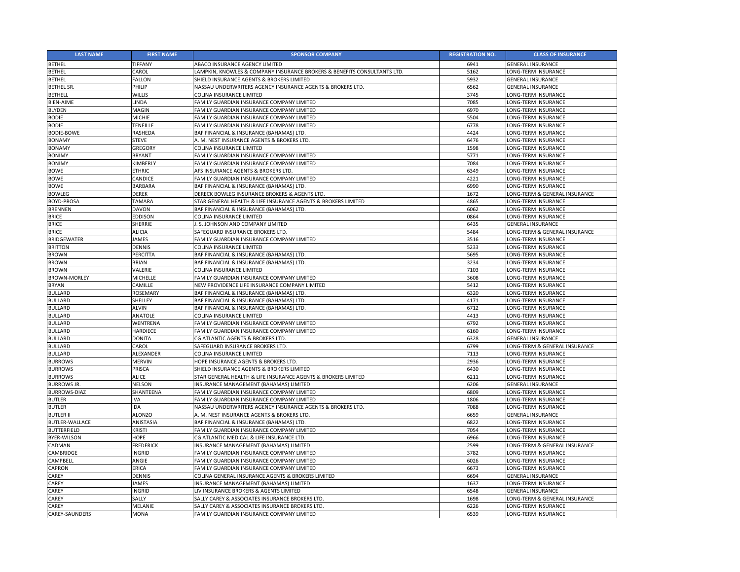| LAST NAME | FIRST NAME | SPONSOR COMPANY | REGISTRATION NO. | CLASS OF INSURANCE |
|---|---|---|---|---|
| BETHEL | TIFFANY | ABACO INSURANCE AGENCY LIMITED | 6941 | GENERAL INSURANCE |
| BETHEL | CAROL | LAMPKIN, KNOWLES & COMPANY INSURANCE BROKERS & BENEFITS CONSULTANTS LTD. | 5162 | LONG-TERM INSURANCE |
| BETHEL | FALLON | SHIELD INSURANCE AGENTS & BROKERS LIMITED | 5932 | GENERAL INSURANCE |
| BETHEL SR. | PHILIP | NASSAU UNDERWRITERS AGENCY INSURANCE AGENTS & BROKERS LTD. | 6562 | GENERAL INSURANCE |
| BETHELL | WILLIS | COLINA INSURANCE LIMITED | 3745 | LONG-TERM INSURANCE |
| BIEN-AIME | LINDA | FAMILY GUARDIAN INSURANCE COMPANY LIMITED | 7085 | LONG-TERM INSURANCE |
| BLYDEN | MAGIN | FAMILY GUARDIAN INSURANCE COMPANY LIMITED | 6970 | LONG-TERM INSURANCE |
| BODIE | MICHIE | FAMILY GUARDIAN INSURANCE COMPANY LIMITED | 5504 | LONG-TERM INSURANCE |
| BODIE | TENEILLE | FAMILY GUARDIAN INSURANCE COMPANY LIMITED | 6778 | LONG-TERM INSURANCE |
| BODIE-BOWE | RASHEDA | BAF FINANCIAL & INSURANCE (BAHAMAS) LTD. | 4424 | LONG-TERM INSURANCE |
| BONAMY | STEVE | A. M. NEST INSURANCE AGENTS & BROKERS LTD. | 6476 | LONG-TERM INSURANCE |
| BONAMY | GREGORY | COLINA INSURANCE LIMITED | 1598 | LONG-TERM INSURANCE |
| BONIMY | BRYANT | FAMILY GUARDIAN INSURANCE COMPANY LIMITED | 5771 | LONG-TERM INSURANCE |
| BONIMY | KIMBERLY | FAMILY GUARDIAN INSURANCE COMPANY LIMITED | 7084 | LONG-TERM INSURANCE |
| BOWE | ETHRIC | AFS INSURANCE AGENTS & BROKERS LTD. | 6349 | LONG-TERM INSURANCE |
| BOWE | CANDICE | FAMILY GUARDIAN INSURANCE COMPANY LIMITED | 4221 | LONG-TERM INSURANCE |
| BOWE | BARBARA | BAF FINANCIAL & INSURANCE (BAHAMAS) LTD. | 6990 | LONG-TERM INSURANCE |
| BOWLEG | DEREK | DERECK BOWLEG INSURANCE BROKERS & AGENTS LTD. | 1672 | LONG-TERM & GENERAL INSURANCE |
| BOYD-PROSA | TAMARA | STAR GENERAL HEALTH & LIFE INSURANCE AGENTS & BROKERS LIMITED | 4865 | LONG-TERM INSURANCE |
| BRENNEN | DAVON | BAF FINANCIAL & INSURANCE (BAHAMAS) LTD. | 6062 | LONG-TERM INSURANCE |
| BRICE | EDDISON | COLINA INSURANCE LIMITED | 0864 | LONG-TERM INSURANCE |
| BRICE | SHERRIE | J. S. JOHNSON AND COMPANY LIMITED | 6435 | GENERAL INSURANCE |
| BRICE | ALICIA | SAFEGUARD INSURANCE BROKERS LTD. | 5484 | LONG-TERM & GENERAL INSURANCE |
| BRIDGEWATER | JAMES | FAMILY GUARDIAN INSURANCE COMPANY LIMITED | 3516 | LONG-TERM INSURANCE |
| BRITTON | DENNIS | COLINA INSURANCE LIMITED | 5233 | LONG-TERM INSURANCE |
| BROWN | PERCITTA | BAF FINANCIAL & INSURANCE (BAHAMAS) LTD. | 5695 | LONG-TERM INSURANCE |
| BROWN | BRIAN | BAF FINANCIAL & INSURANCE (BAHAMAS) LTD. | 3234 | LONG-TERM INSURANCE |
| BROWN | VALERIE | COLINA INSURANCE LIMITED | 7103 | LONG-TERM INSURANCE |
| BROWN-MORLEY | MICHELLE | FAMILY GUARDIAN INSURANCE COMPANY LIMITED | 3608 | LONG-TERM INSURANCE |
| BRYAN | CAMILLE | NEW PROVIDENCE LIFE INSURANCE COMPANY LIMITED | 5412 | LONG-TERM INSURANCE |
| BULLARD | ROSEMARY | BAF FINANCIAL & INSURANCE (BAHAMAS) LTD. | 6320 | LONG-TERM INSURANCE |
| BULLARD | SHELLEY | BAF FINANCIAL & INSURANCE (BAHAMAS) LTD. | 4171 | LONG-TERM INSURANCE |
| BULLARD | ALVIN | BAF FINANCIAL & INSURANCE (BAHAMAS) LTD. | 6712 | LONG-TERM INSURANCE |
| BULLARD | ANATOLE | COLINA INSURANCE LIMITED | 4413 | LONG-TERM INSURANCE |
| BULLARD | WENTRENA | FAMILY GUARDIAN INSURANCE COMPANY LIMITED | 6792 | LONG-TERM INSURANCE |
| BULLARD | HARDIECE | FAMILY GUARDIAN INSURANCE COMPANY LIMITED | 6160 | LONG-TERM INSURANCE |
| BULLARD | DONITA | CG ATLANTIC AGENTS & BROKERS LTD. | 6328 | GENERAL INSURANCE |
| BULLARD | CAROL | SAFEGUARD INSURANCE BROKERS LTD. | 6799 | LONG-TERM & GENERAL INSURANCE |
| BULLARD | ALEXANDER | COLINA INSURANCE LIMITED | 7113 | LONG-TERM INSURANCE |
| BURROWS | MERVIN | HOPE INSURANCE AGENTS & BROKERS LTD. | 2936 | LONG-TERM INSURANCE |
| BURROWS | PRISCA | SHIELD INSURANCE AGENTS & BROKERS LIMITED | 6430 | LONG-TERM INSURANCE |
| BURROWS | ALICE | STAR GENERAL HEALTH & LIFE INSURANCE AGENTS & BROKERS LIMITED | 6211 | LONG-TERM INSURANCE |
| BURROWS JR. | NELSON | INSURANCE MANAGEMENT (BAHAMAS) LIMITED | 6206 | GENERAL INSURANCE |
| BURROWS-DIAZ | SHANTEENA | FAMILY GUARDIAN INSURANCE COMPANY LIMITED | 6809 | LONG-TERM INSURANCE |
| BUTLER | IVA | FAMILY GUARDIAN INSURANCE COMPANY LIMITED | 1806 | LONG-TERM INSURANCE |
| BUTLER | IDA | NASSAU UNDERWRITERS AGENCY INSURANCE AGENTS & BROKERS LTD. | 7088 | LONG-TERM INSURANCE |
| BUTLER II | ALONZO | A. M. NEST INSURANCE AGENTS & BROKERS LTD. | 6659 | GENERAL INSURANCE |
| BUTLER-WALLACE | ANISTASIA | BAF FINANCIAL & INSURANCE (BAHAMAS) LTD. | 6822 | LONG-TERM INSURANCE |
| BUTTERFIELD | KRISTI | FAMILY GUARDIAN INSURANCE COMPANY LIMITED | 7054 | LONG-TERM INSURANCE |
| BYER-WILSON | HOPE | CG ATLANTIC MEDICAL & LIFE INSURANCE LTD. | 6966 | LONG-TERM INSURANCE |
| CADMAN | FREDERICK | INSURANCE MANAGEMENT (BAHAMAS) LIMITED | 2599 | LONG-TERM & GENERAL INSURANCE |
| CAMBRIDGE | INGRID | FAMILY GUARDIAN INSURANCE COMPANY LIMITED | 3782 | LONG-TERM INSURANCE |
| CAMPBELL | ANGIE | FAMILY GUARDIAN INSURANCE COMPANY LIMITED | 6026 | LONG-TERM INSURANCE |
| CAPRON | ERICA | FAMILY GUARDIAN INSURANCE COMPANY LIMITED | 6673 | LONG-TERM INSURANCE |
| CAREY | DENNIS | COLINA GENERAL INSURANCE AGENTS & BROKERS LIMITED | 6694 | GENERAL INSURANCE |
| CAREY | JAMES | INSURANCE MANAGEMENT (BAHAMAS) LIMITED | 1637 | LONG-TERM INSURANCE |
| CAREY | INGRID | LIV INSURANCE BROKERS & AGENTS LIMITED | 6548 | GENERAL INSURANCE |
| CAREY | SALLY | SALLY CAREY & ASSOCIATES INSURANCE BROKERS LTD. | 1698 | LONG-TERM & GENERAL INSURANCE |
| CAREY | MELANIE | SALLY CAREY & ASSOCIATES INSURANCE BROKERS LTD. | 6226 | LONG-TERM INSURANCE |
| CAREY-SAUNDERS | MONA | FAMILY GUARDIAN INSURANCE COMPANY LIMITED | 6539 | LONG-TERM INSURANCE |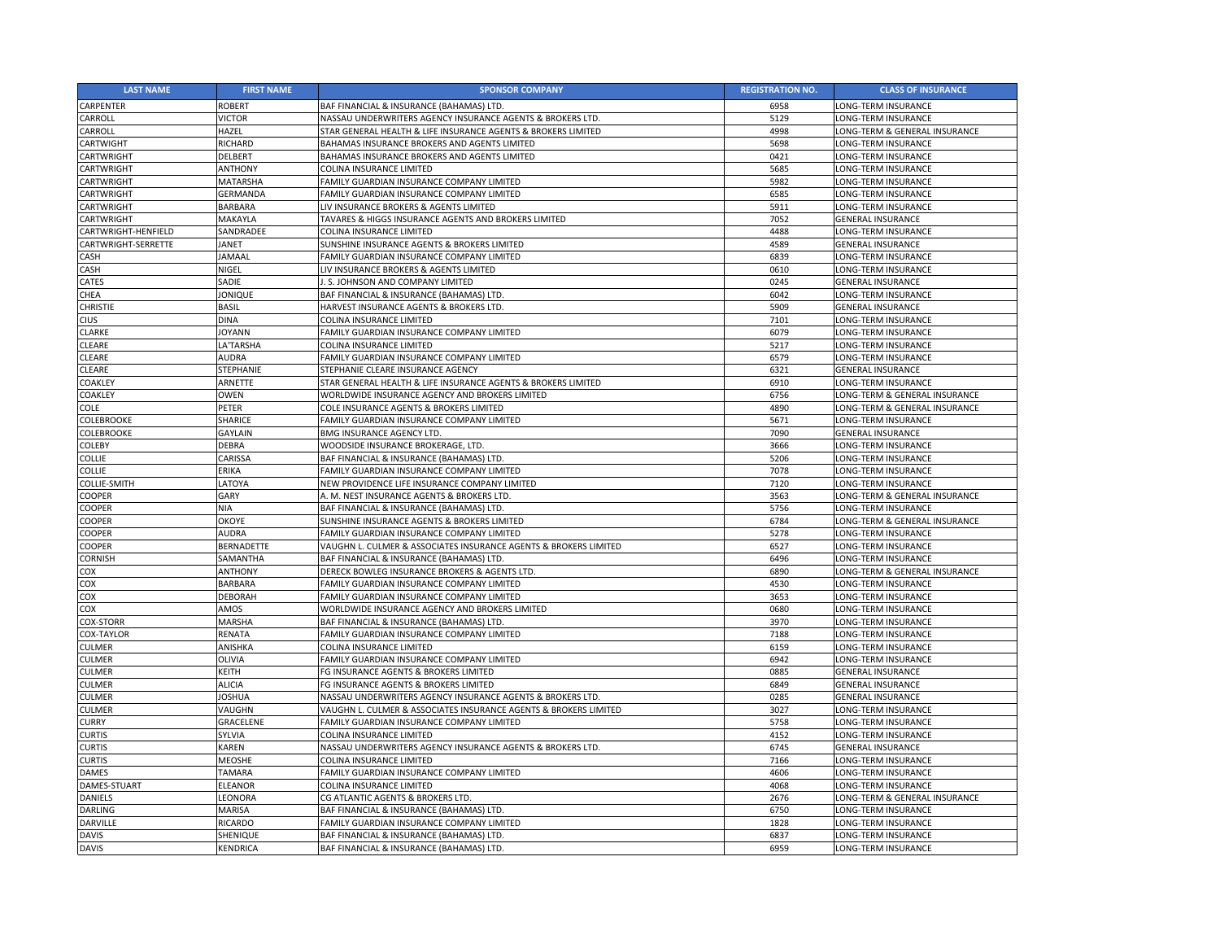| LAST NAME | FIRST NAME | SPONSOR COMPANY | REGISTRATION NO. | CLASS OF INSURANCE |
|---|---|---|---|---|
| CARPENTER | ROBERT | BAF FINANCIAL & INSURANCE (BAHAMAS) LTD. | 6958 | LONG-TERM INSURANCE |
| CARROLL | VICTOR | NASSAU UNDERWRITERS AGENCY INSURANCE AGENTS & BROKERS LTD. | 5129 | LONG-TERM INSURANCE |
| CARROLL | HAZEL | STAR GENERAL HEALTH & LIFE INSURANCE AGENTS & BROKERS LIMITED | 4998 | LONG-TERM & GENERAL INSURANCE |
| CARTWIGHT | RICHARD | BAHAMAS INSURANCE BROKERS AND AGENTS LIMITED | 5698 | LONG-TERM INSURANCE |
| CARTWRIGHT | DELBERT | BAHAMAS INSURANCE BROKERS AND AGENTS LIMITED | 0421 | LONG-TERM INSURANCE |
| CARTWRIGHT | ANTHONY | COLINA INSURANCE LIMITED | 5685 | LONG-TERM INSURANCE |
| CARTWRIGHT | MATARSHA | FAMILY GUARDIAN INSURANCE COMPANY LIMITED | 5982 | LONG-TERM INSURANCE |
| CARTWRIGHT | GERMANDA | FAMILY GUARDIAN INSURANCE COMPANY LIMITED | 6585 | LONG-TERM INSURANCE |
| CARTWRIGHT | BARBARA | LIV INSURANCE BROKERS & AGENTS LIMITED | 5911 | LONG-TERM INSURANCE |
| CARTWRIGHT | MAKAYLA | TAVARES & HIGGS INSURANCE AGENTS AND BROKERS LIMITED | 7052 | GENERAL INSURANCE |
| CARTWRIGHT-HENFIELD | SANDRADEE | COLINA INSURANCE LIMITED | 4488 | LONG-TERM INSURANCE |
| CARTWRIGHT-SERRETTE | JANET | SUNSHINE INSURANCE AGENTS & BROKERS LIMITED | 4589 | GENERAL INSURANCE |
| CASH | JAMAAL | FAMILY GUARDIAN INSURANCE COMPANY LIMITED | 6839 | LONG-TERM INSURANCE |
| CASH | NIGEL | LIV INSURANCE BROKERS & AGENTS LIMITED | 0610 | LONG-TERM INSURANCE |
| CATES | SADIE | J. S. JOHNSON AND COMPANY LIMITED | 0245 | GENERAL INSURANCE |
| CHEA | JONIQUE | BAF FINANCIAL & INSURANCE (BAHAMAS) LTD. | 6042 | LONG-TERM INSURANCE |
| CHRISTIE | BASIL | HARVEST INSURANCE AGENTS & BROKERS LTD. | 5909 | GENERAL INSURANCE |
| CIUS | DINA | COLINA INSURANCE LIMITED | 7101 | LONG-TERM INSURANCE |
| CLARKE | JOYANN | FAMILY GUARDIAN INSURANCE COMPANY LIMITED | 6079 | LONG-TERM INSURANCE |
| CLEARE | LA'TARSHA | COLINA INSURANCE LIMITED | 5217 | LONG-TERM INSURANCE |
| CLEARE | AUDRA | FAMILY GUARDIAN INSURANCE COMPANY LIMITED | 6579 | LONG-TERM INSURANCE |
| CLEARE | STEPHANIE | STEPHANIE CLEARE INSURANCE AGENCY | 6321 | GENERAL INSURANCE |
| COAKLEY | ARNETTE | STAR GENERAL HEALTH & LIFE INSURANCE AGENTS & BROKERS LIMITED | 6910 | LONG-TERM INSURANCE |
| COAKLEY | OWEN | WORLDWIDE INSURANCE AGENCY AND BROKERS LIMITED | 6756 | LONG-TERM & GENERAL INSURANCE |
| COLE | PETER | COLE INSURANCE AGENTS & BROKERS LIMITED | 4890 | LONG-TERM & GENERAL INSURANCE |
| COLEBROOKE | SHARICE | FAMILY GUARDIAN INSURANCE COMPANY LIMITED | 5671 | LONG-TERM INSURANCE |
| COLEBROOKE | GAYLAIN | BMG INSURANCE AGENCY LTD. | 7090 | GENERAL INSURANCE |
| COLEBY | DEBRA | WOODSIDE INSURANCE BROKERAGE, LTD. | 3666 | LONG-TERM INSURANCE |
| COLLIE | CARISSA | BAF FINANCIAL & INSURANCE (BAHAMAS) LTD. | 5206 | LONG-TERM INSURANCE |
| COLLIE | ERIKA | FAMILY GUARDIAN INSURANCE COMPANY LIMITED | 7078 | LONG-TERM INSURANCE |
| COLLIE-SMITH | LATOYA | NEW PROVIDENCE LIFE INSURANCE COMPANY LIMITED | 7120 | LONG-TERM INSURANCE |
| COOPER | GARY | A. M. NEST INSURANCE AGENTS & BROKERS LTD. | 3563 | LONG-TERM & GENERAL INSURANCE |
| COOPER | NIA | BAF FINANCIAL & INSURANCE (BAHAMAS) LTD. | 5756 | LONG-TERM INSURANCE |
| COOPER | OKOYE | SUNSHINE INSURANCE AGENTS & BROKERS LIMITED | 6784 | LONG-TERM & GENERAL INSURANCE |
| COOPER | AUDRA | FAMILY GUARDIAN INSURANCE COMPANY LIMITED | 5278 | LONG-TERM INSURANCE |
| COOPER | BERNADETTE | VAUGHN L. CULMER & ASSOCIATES INSURANCE AGENTS & BROKERS LIMITED | 6527 | LONG-TERM INSURANCE |
| CORNISH | SAMANTHA | BAF FINANCIAL & INSURANCE (BAHAMAS) LTD. | 6496 | LONG-TERM INSURANCE |
| COX | ANTHONY | DERECK BOWLEG INSURANCE BROKERS & AGENTS LTD. | 6890 | LONG-TERM & GENERAL INSURANCE |
| COX | BARBARA | FAMILY GUARDIAN INSURANCE COMPANY LIMITED | 4530 | LONG-TERM INSURANCE |
| COX | DEBORAH | FAMILY GUARDIAN INSURANCE COMPANY LIMITED | 3653 | LONG-TERM INSURANCE |
| COX | AMOS | WORLDWIDE INSURANCE AGENCY AND BROKERS LIMITED | 0680 | LONG-TERM INSURANCE |
| COX-STORR | MARSHA | BAF FINANCIAL & INSURANCE (BAHAMAS) LTD. | 3970 | LONG-TERM INSURANCE |
| COX-TAYLOR | RENATA | FAMILY GUARDIAN INSURANCE COMPANY LIMITED | 7188 | LONG-TERM INSURANCE |
| CULMER | ANISHKA | COLINA INSURANCE LIMITED | 6159 | LONG-TERM INSURANCE |
| CULMER | OLIVIA | FAMILY GUARDIAN INSURANCE COMPANY LIMITED | 6942 | LONG-TERM INSURANCE |
| CULMER | KEITH | FG INSURANCE AGENTS & BROKERS LIMITED | 0885 | GENERAL INSURANCE |
| CULMER | ALICIA | FG INSURANCE AGENTS & BROKERS LIMITED | 6849 | GENERAL INSURANCE |
| CULMER | JOSHUA | NASSAU UNDERWRITERS AGENCY INSURANCE AGENTS & BROKERS LTD. | 0285 | GENERAL INSURANCE |
| CULMER | VAUGHN | VAUGHN L. CULMER & ASSOCIATES INSURANCE AGENTS & BROKERS LIMITED | 3027 | LONG-TERM INSURANCE |
| CURRY | GRACELENE | FAMILY GUARDIAN INSURANCE COMPANY LIMITED | 5758 | LONG-TERM INSURANCE |
| CURTIS | SYLVIA | COLINA INSURANCE LIMITED | 4152 | LONG-TERM INSURANCE |
| CURTIS | KAREN | NASSAU UNDERWRITERS AGENCY INSURANCE AGENTS & BROKERS LTD. | 6745 | GENERAL INSURANCE |
| CURTIS | MEOSHE | COLINA INSURANCE LIMITED | 7166 | LONG-TERM INSURANCE |
| DAMES | TAMARA | FAMILY GUARDIAN INSURANCE COMPANY LIMITED | 4606 | LONG-TERM INSURANCE |
| DAMES-STUART | ELEANOR | COLINA INSURANCE LIMITED | 4068 | LONG-TERM INSURANCE |
| DANIELS | LEONORA | CG ATLANTIC AGENTS & BROKERS LTD. | 2676 | LONG-TERM & GENERAL INSURANCE |
| DARLING | MARISA | BAF FINANCIAL & INSURANCE (BAHAMAS) LTD. | 6750 | LONG-TERM INSURANCE |
| DARVILLE | RICARDO | FAMILY GUARDIAN INSURANCE COMPANY LIMITED | 1828 | LONG-TERM INSURANCE |
| DAVIS | SHENIQUE | BAF FINANCIAL & INSURANCE (BAHAMAS) LTD. | 6837 | LONG-TERM INSURANCE |
| DAVIS | KENDRICA | BAF FINANCIAL & INSURANCE (BAHAMAS) LTD. | 6959 | LONG-TERM INSURANCE |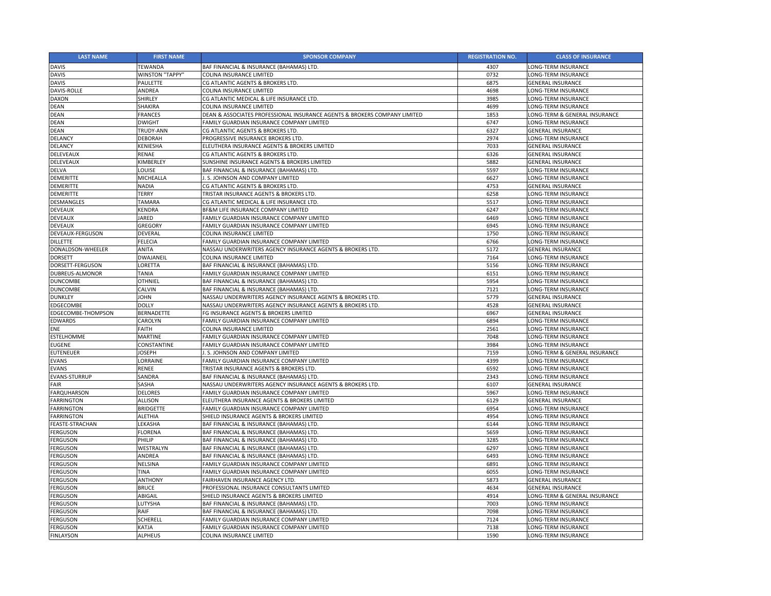| LAST NAME | FIRST NAME | SPONSOR COMPANY | REGISTRATION NO. | CLASS OF INSURANCE |
|---|---|---|---|---|
| DAVIS | TEWANDA | BAF FINANCIAL & INSURANCE (BAHAMAS) LTD. | 4307 | LONG-TERM INSURANCE |
| DAVIS | WINSTON "TAPPY" | COLINA INSURANCE LIMITED | 0732 | LONG-TERM INSURANCE |
| DAVIS | PAULETTE | CG ATLANTIC AGENTS & BROKERS LTD. | 6875 | GENERAL INSURANCE |
| DAVIS-ROLLE | ANDREA | COLINA INSURANCE LIMITED | 4698 | LONG-TERM INSURANCE |
| DAXON | SHIRLEY | CG ATLANTIC MEDICAL & LIFE INSURANCE LTD. | 3985 | LONG-TERM INSURANCE |
| DEAN | SHAKIRA | COLINA INSURANCE LIMITED | 4699 | LONG-TERM INSURANCE |
| DEAN | FRANCES | DEAN & ASSOCIATES PROFESSIONAL INSURANCE AGENTS & BROKERS COMPANY LIMITED | 1853 | LONG-TERM & GENERAL INSURANCE |
| DEAN | DWIGHT | FAMILY GUARDIAN INSURANCE COMPANY LIMITED | 6747 | LONG-TERM INSURANCE |
| DEAN | TRUDY-ANN | CG ATLANTIC AGENTS & BROKERS LTD. | 6327 | GENERAL INSURANCE |
| DELANCY | DEBORAH | PROGRESSIVE INSURANCE BROKERS LTD. | 2974 | LONG-TERM INSURANCE |
| DELANCY | KENIESHA | ELEUTHERA INSURANCE AGENTS & BROKERS LIMITED | 7033 | GENERAL INSURANCE |
| DELEVEAUX | RENAE | CG ATLANTIC AGENTS & BROKERS LTD. | 6326 | GENERAL INSURANCE |
| DELEVEAUX | KIMBERLEY | SUNSHINE INSURANCE AGENTS & BROKERS LIMITED | 5882 | GENERAL INSURANCE |
| DELVA | LOUISE | BAF FINANCIAL & INSURANCE (BAHAMAS) LTD. | 5597 | LONG-TERM INSURANCE |
| DEMERITTE | MICHEALLA | J. S. JOHNSON AND COMPANY LIMITED | 6627 | LONG-TERM INSURANCE |
| DEMERITTE | NADIA | CG ATLANTIC AGENTS & BROKERS LTD. | 4753 | GENERAL INSURANCE |
| DEMERITTE | TERRY | TRISTAR INSURANCE AGENTS & BROKERS LTD. | 6258 | LONG-TERM INSURANCE |
| DESMANGLES | TAMARA | CG ATLANTIC MEDICAL & LIFE INSURANCE LTD. | 5517 | LONG-TERM INSURANCE |
| DEVEAUX | KENDRA | BF&M LIFE INSURANCE COMPANY LIMITED | 6247 | LONG-TERM INSURANCE |
| DEVEAUX | JARED | FAMILY GUARDIAN INSURANCE COMPANY LIMITED | 6469 | LONG-TERM INSURANCE |
| DEVEAUX | GREGORY | FAMILY GUARDIAN INSURANCE COMPANY LIMITED | 6945 | LONG-TERM INSURANCE |
| DEVEAUX-FERGUSON | DEVERAL | COLINA INSURANCE LIMITED | 1750 | LONG-TERM INSURANCE |
| DILLETTE | FELECIA | FAMILY GUARDIAN INSURANCE COMPANY LIMITED | 6766 | LONG-TERM INSURANCE |
| DONALDSON-WHEELER | ANITA | NASSAU UNDERWRITERS AGENCY INSURANCE AGENTS & BROKERS LTD. | 5172 | GENERAL INSURANCE |
| DORSETT | DWAJANEIL | COLINA INSURANCE LIMITED | 7164 | LONG-TERM INSURANCE |
| DORSETT-FERGUSON | LORETTA | BAF FINANCIAL & INSURANCE (BAHAMAS) LTD. | 5156 | LONG-TERM INSURANCE |
| DUBREUS-ALMONOR | TANIA | FAMILY GUARDIAN INSURANCE COMPANY LIMITED | 6151 | LONG-TERM INSURANCE |
| DUNCOMBE | OTHNIEL | BAF FINANCIAL & INSURANCE (BAHAMAS) LTD. | 5954 | LONG-TERM INSURANCE |
| DUNCOMBE | CALVIN | BAF FINANCIAL & INSURANCE (BAHAMAS) LTD. | 7121 | LONG-TERM INSURANCE |
| DUNKLEY | JOHN | NASSAU UNDERWRITERS AGENCY INSURANCE AGENTS & BROKERS LTD. | 5779 | GENERAL INSURANCE |
| EDGECOMBE | DOLLY | NASSAU UNDERWRITERS AGENCY INSURANCE AGENTS & BROKERS LTD. | 4528 | GENERAL INSURANCE |
| EDGECOMBE-THOMPSON | BERNADETTE | FG INSURANCE AGENTS & BROKERS LIMITED | 6967 | GENERAL INSURANCE |
| EDWARDS | CAROLYN | FAMILY GUARDIAN INSURANCE COMPANY LIMITED | 6894 | LONG-TERM INSURANCE |
| ENE | FAITH | COLINA INSURANCE LIMITED | 2561 | LONG-TERM INSURANCE |
| ESTELHOMME | MARTINE | FAMILY GUARDIAN INSURANCE COMPANY LIMITED | 7048 | LONG-TERM INSURANCE |
| EUGENE | CONSTANTINE | FAMILY GUARDIAN INSURANCE COMPANY LIMITED | 3984 | LONG-TERM INSURANCE |
| EUTENEUER | JOSEPH | J. S. JOHNSON AND COMPANY LIMITED | 7159 | LONG-TERM & GENERAL INSURANCE |
| EVANS | LORRAINE | FAMILY GUARDIAN INSURANCE COMPANY LIMITED | 4399 | LONG-TERM INSURANCE |
| EVANS | RENEE | TRISTAR INSURANCE AGENTS & BROKERS LTD. | 6592 | LONG-TERM INSURANCE |
| EVANS-STURRUP | SANDRA | BAF FINANCIAL & INSURANCE (BAHAMAS) LTD. | 2343 | LONG-TERM INSURANCE |
| FAIR | SASHA | NASSAU UNDERWRITERS AGENCY INSURANCE AGENTS & BROKERS LTD. | 6107 | GENERAL INSURANCE |
| FARQUHARSON | DELORES | FAMILY GUARDIAN INSURANCE COMPANY LIMITED | 5967 | LONG-TERM INSURANCE |
| FARRINGTON | ALLISON | ELEUTHERA INSURANCE AGENTS & BROKERS LIMITED | 6129 | GENERAL INSURANCE |
| FARRINGTON | BRIDGETTE | FAMILY GUARDIAN INSURANCE COMPANY LIMITED | 6954 | LONG-TERM INSURANCE |
| FARRINGTON | ALETHIA | SHIELD INSURANCE AGENTS & BROKERS LIMITED | 4954 | LONG-TERM INSURANCE |
| FEASTE-STRACHAN | LEKASHA | BAF FINANCIAL & INSURANCE (BAHAMAS) LTD. | 6144 | LONG-TERM INSURANCE |
| FERGUSON | FLORENA | BAF FINANCIAL & INSURANCE (BAHAMAS) LTD. | 5659 | LONG-TERM INSURANCE |
| FERGUSON | PHILIP | BAF FINANCIAL & INSURANCE (BAHAMAS) LTD. | 3285 | LONG-TERM INSURANCE |
| FERGUSON | WESTRALYN | BAF FINANCIAL & INSURANCE (BAHAMAS) LTD. | 6297 | LONG-TERM INSURANCE |
| FERGUSON | ANDREA | BAF FINANCIAL & INSURANCE (BAHAMAS) LTD. | 6493 | LONG-TERM INSURANCE |
| FERGUSON | NELSINA | FAMILY GUARDIAN INSURANCE COMPANY LIMITED | 6891 | LONG-TERM INSURANCE |
| FERGUSON | TINA | FAMILY GUARDIAN INSURANCE COMPANY LIMITED | 6055 | LONG-TERM INSURANCE |
| FERGUSON | ANTHONY | FAIRHAVEN INSURANCE AGENCY LTD. | 5873 | GENERAL INSURANCE |
| FERGUSON | BRUCE | PROFESSIONAL INSURANCE CONSULTANTS LIMITED | 4634 | GENERAL INSURANCE |
| FERGUSON | ABIGAIL | SHIELD INSURANCE AGENTS & BROKERS LIMITED | 4914 | LONG-TERM & GENERAL INSURANCE |
| FERGUSON | LUTYSHA | BAF FINANCIAL & INSURANCE (BAHAMAS) LTD. | 7003 | LONG-TERM INSURANCE |
| FERGUSON | RAIF | BAF FINANCIAL & INSURANCE (BAHAMAS) LTD. | 7098 | LONG-TERM INSURANCE |
| FERGUSON | SCHERELL | FAMILY GUARDIAN INSURANCE COMPANY LIMITED | 7124 | LONG-TERM INSURANCE |
| FERGUSON | KATJA | FAMILY GUARDIAN INSURANCE COMPANY LIMITED | 7138 | LONG-TERM INSURANCE |
| FINLAYSON | ALPHEUS | COLINA INSURANCE LIMITED | 1590 | LONG-TERM INSURANCE |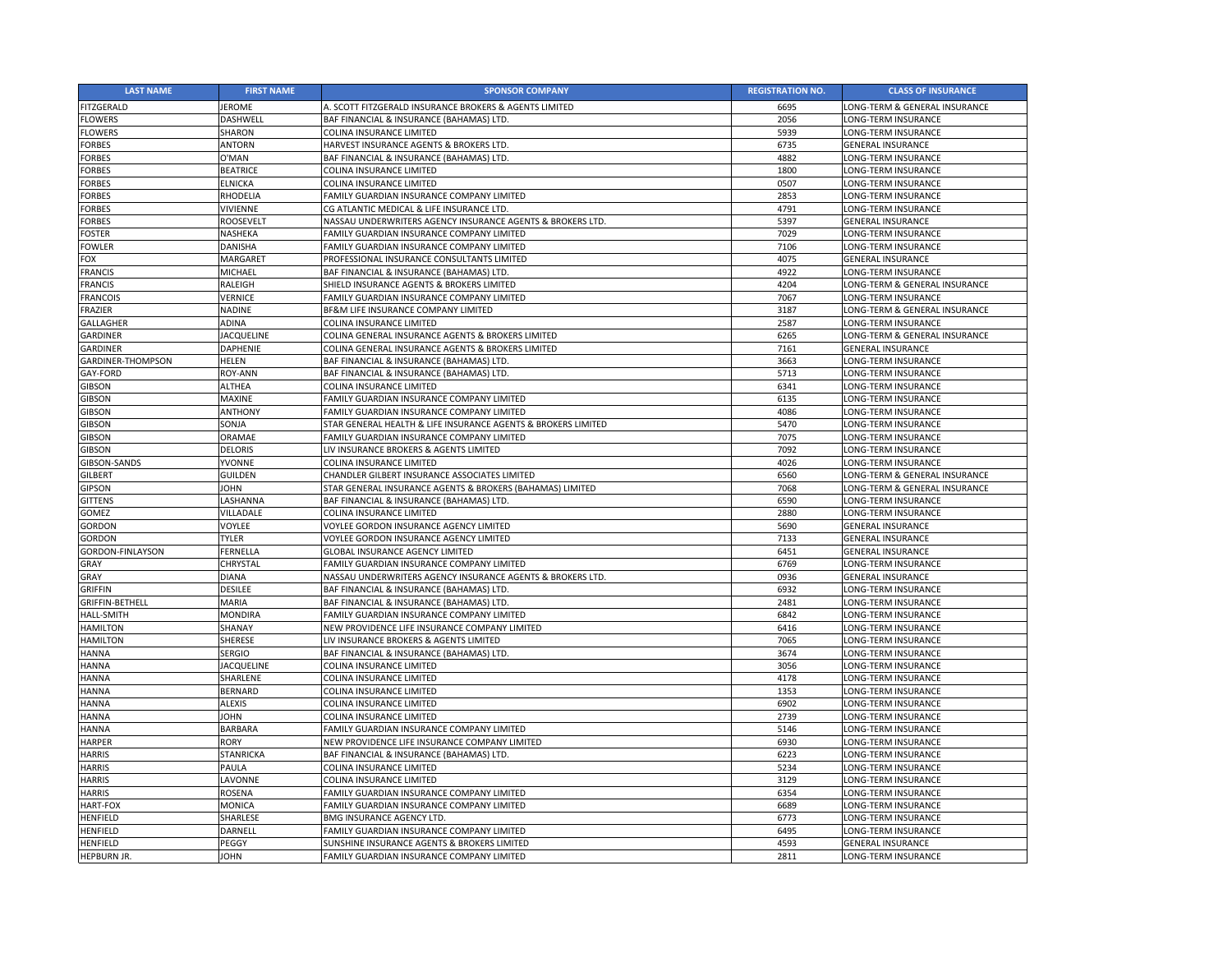| LAST NAME | FIRST NAME | SPONSOR COMPANY | REGISTRATION NO. | CLASS OF INSURANCE |
|---|---|---|---|---|
| FITZGERALD | JEROME | A. SCOTT FITZGERALD INSURANCE BROKERS & AGENTS LIMITED | 6695 | LONG-TERM & GENERAL INSURANCE |
| FLOWERS | DASHWELL | BAF FINANCIAL & INSURANCE (BAHAMAS) LTD. | 2056 | LONG-TERM INSURANCE |
| FLOWERS | SHARON | COLINA INSURANCE LIMITED | 5939 | LONG-TERM INSURANCE |
| FORBES | ANTORN | HARVEST INSURANCE AGENTS & BROKERS LTD. | 6735 | GENERAL INSURANCE |
| FORBES | O'MAN | BAF FINANCIAL & INSURANCE (BAHAMAS) LTD. | 4882 | LONG-TERM INSURANCE |
| FORBES | BEATRICE | COLINA INSURANCE LIMITED | 1800 | LONG-TERM INSURANCE |
| FORBES | ELNICKA | COLINA INSURANCE LIMITED | 0507 | LONG-TERM INSURANCE |
| FORBES | RHODELIA | FAMILY GUARDIAN INSURANCE COMPANY LIMITED | 2853 | LONG-TERM INSURANCE |
| FORBES | VIVIENNE | CG ATLANTIC MEDICAL & LIFE INSURANCE LTD. | 4791 | LONG-TERM INSURANCE |
| FORBES | ROOSEVELT | NASSAU UNDERWRITERS AGENCY INSURANCE AGENTS & BROKERS LTD. | 5397 | GENERAL INSURANCE |
| FOSTER | NASHEKA | FAMILY GUARDIAN INSURANCE COMPANY LIMITED | 7029 | LONG-TERM INSURANCE |
| FOWLER | DANISHA | FAMILY GUARDIAN INSURANCE COMPANY LIMITED | 7106 | LONG-TERM INSURANCE |
| FOX | MARGARET | PROFESSIONAL INSURANCE CONSULTANTS LIMITED | 4075 | GENERAL INSURANCE |
| FRANCIS | MICHAEL | BAF FINANCIAL & INSURANCE (BAHAMAS) LTD. | 4922 | LONG-TERM INSURANCE |
| FRANCIS | RALEIGH | SHIELD INSURANCE AGENTS & BROKERS LIMITED | 4204 | LONG-TERM & GENERAL INSURANCE |
| FRANCOIS | VERNICE | FAMILY GUARDIAN INSURANCE COMPANY LIMITED | 7067 | LONG-TERM INSURANCE |
| FRAZIER | NADINE | BF&M LIFE INSURANCE COMPANY LIMITED | 3187 | LONG-TERM & GENERAL INSURANCE |
| GALLAGHER | ADINA | COLINA INSURANCE LIMITED | 2587 | LONG-TERM INSURANCE |
| GARDINER | JACQUELINE | COLINA GENERAL INSURANCE AGENTS & BROKERS LIMITED | 6265 | LONG-TERM & GENERAL INSURANCE |
| GARDINER | DAPHENIE | COLINA GENERAL INSURANCE AGENTS & BROKERS LIMITED | 7161 | GENERAL INSURANCE |
| GARDINER-THOMPSON | HELEN | BAF FINANCIAL & INSURANCE (BAHAMAS) LTD. | 3663 | LONG-TERM INSURANCE |
| GAY-FORD | ROY-ANN | BAF FINANCIAL & INSURANCE (BAHAMAS) LTD. | 5713 | LONG-TERM INSURANCE |
| GIBSON | ALTHEA | COLINA INSURANCE LIMITED | 6341 | LONG-TERM INSURANCE |
| GIBSON | MAXINE | FAMILY GUARDIAN INSURANCE COMPANY LIMITED | 6135 | LONG-TERM INSURANCE |
| GIBSON | ANTHONY | FAMILY GUARDIAN INSURANCE COMPANY LIMITED | 4086 | LONG-TERM INSURANCE |
| GIBSON | SONJA | STAR GENERAL HEALTH & LIFE INSURANCE AGENTS & BROKERS LIMITED | 5470 | LONG-TERM INSURANCE |
| GIBSON | ORAMAE | FAMILY GUARDIAN INSURANCE COMPANY LIMITED | 7075 | LONG-TERM INSURANCE |
| GIBSON | DELORIS | LIV INSURANCE BROKERS & AGENTS LIMITED | 7092 | LONG-TERM INSURANCE |
| GIBSON-SANDS | YVONNE | COLINA INSURANCE LIMITED | 4026 | LONG-TERM INSURANCE |
| GILBERT | GUILDEN | CHANDLER GILBERT INSURANCE ASSOCIATES LIMITED | 6560 | LONG-TERM & GENERAL INSURANCE |
| GIPSON | JOHN | STAR GENERAL INSURANCE AGENTS & BROKERS (BAHAMAS) LIMITED | 7068 | LONG-TERM & GENERAL INSURANCE |
| GITTENS | LASHANNA | BAF FINANCIAL & INSURANCE (BAHAMAS) LTD. | 6590 | LONG-TERM INSURANCE |
| GOMEZ | VILLADALE | COLINA INSURANCE LIMITED | 2880 | LONG-TERM INSURANCE |
| GORDON | VOYLEE | VOYLEE GORDON INSURANCE AGENCY LIMITED | 5690 | GENERAL INSURANCE |
| GORDON | TYLER | VOYLEE GORDON INSURANCE AGENCY LIMITED | 7133 | GENERAL INSURANCE |
| GORDON-FINLAYSON | FERNELLA | GLOBAL INSURANCE AGENCY LIMITED | 6451 | GENERAL INSURANCE |
| GRAY | CHRYSTAL | FAMILY GUARDIAN INSURANCE COMPANY LIMITED | 6769 | LONG-TERM INSURANCE |
| GRAY | DIANA | NASSAU UNDERWRITERS AGENCY INSURANCE AGENTS & BROKERS LTD. | 0936 | GENERAL INSURANCE |
| GRIFFIN | DESILEE | BAF FINANCIAL & INSURANCE (BAHAMAS) LTD. | 6932 | LONG-TERM INSURANCE |
| GRIFFIN-BETHELL | MARIA | BAF FINANCIAL & INSURANCE (BAHAMAS) LTD. | 2481 | LONG-TERM INSURANCE |
| HALL-SMITH | MONDIRA | FAMILY GUARDIAN INSURANCE COMPANY LIMITED | 6842 | LONG-TERM INSURANCE |
| HAMILTON | SHANAY | NEW PROVIDENCE LIFE INSURANCE COMPANY LIMITED | 6416 | LONG-TERM INSURANCE |
| HAMILTON | SHERESE | LIV INSURANCE BROKERS & AGENTS LIMITED | 7065 | LONG-TERM INSURANCE |
| HANNA | SERGIO | BAF FINANCIAL & INSURANCE (BAHAMAS) LTD. | 3674 | LONG-TERM INSURANCE |
| HANNA | JACQUELINE | COLINA INSURANCE LIMITED | 3056 | LONG-TERM INSURANCE |
| HANNA | SHARLENE | COLINA INSURANCE LIMITED | 4178 | LONG-TERM INSURANCE |
| HANNA | BERNARD | COLINA INSURANCE LIMITED | 1353 | LONG-TERM INSURANCE |
| HANNA | ALEXIS | COLINA INSURANCE LIMITED | 6902 | LONG-TERM INSURANCE |
| HANNA | JOHN | COLINA INSURANCE LIMITED | 2739 | LONG-TERM INSURANCE |
| HANNA | BARBARA | FAMILY GUARDIAN INSURANCE COMPANY LIMITED | 5146 | LONG-TERM INSURANCE |
| HARPER | RORY | NEW PROVIDENCE LIFE INSURANCE COMPANY LIMITED | 6930 | LONG-TERM INSURANCE |
| HARRIS | STANRICKA | BAF FINANCIAL & INSURANCE (BAHAMAS) LTD. | 6223 | LONG-TERM INSURANCE |
| HARRIS | PAULA | COLINA INSURANCE LIMITED | 5234 | LONG-TERM INSURANCE |
| HARRIS | LAVONNE | COLINA INSURANCE LIMITED | 3129 | LONG-TERM INSURANCE |
| HARRIS | ROSENA | FAMILY GUARDIAN INSURANCE COMPANY LIMITED | 6354 | LONG-TERM INSURANCE |
| HART-FOX | MONICA | FAMILY GUARDIAN INSURANCE COMPANY LIMITED | 6689 | LONG-TERM INSURANCE |
| HENFIELD | SHARLESE | BMG INSURANCE AGENCY LTD. | 6773 | LONG-TERM INSURANCE |
| HENFIELD | DARNELL | FAMILY GUARDIAN INSURANCE COMPANY LIMITED | 6495 | LONG-TERM INSURANCE |
| HENFIELD | PEGGY | SUNSHINE INSURANCE AGENTS & BROKERS LIMITED | 4593 | GENERAL INSURANCE |
| HEPBURN JR. | JOHN | FAMILY GUARDIAN INSURANCE COMPANY LIMITED | 2811 | LONG-TERM INSURANCE |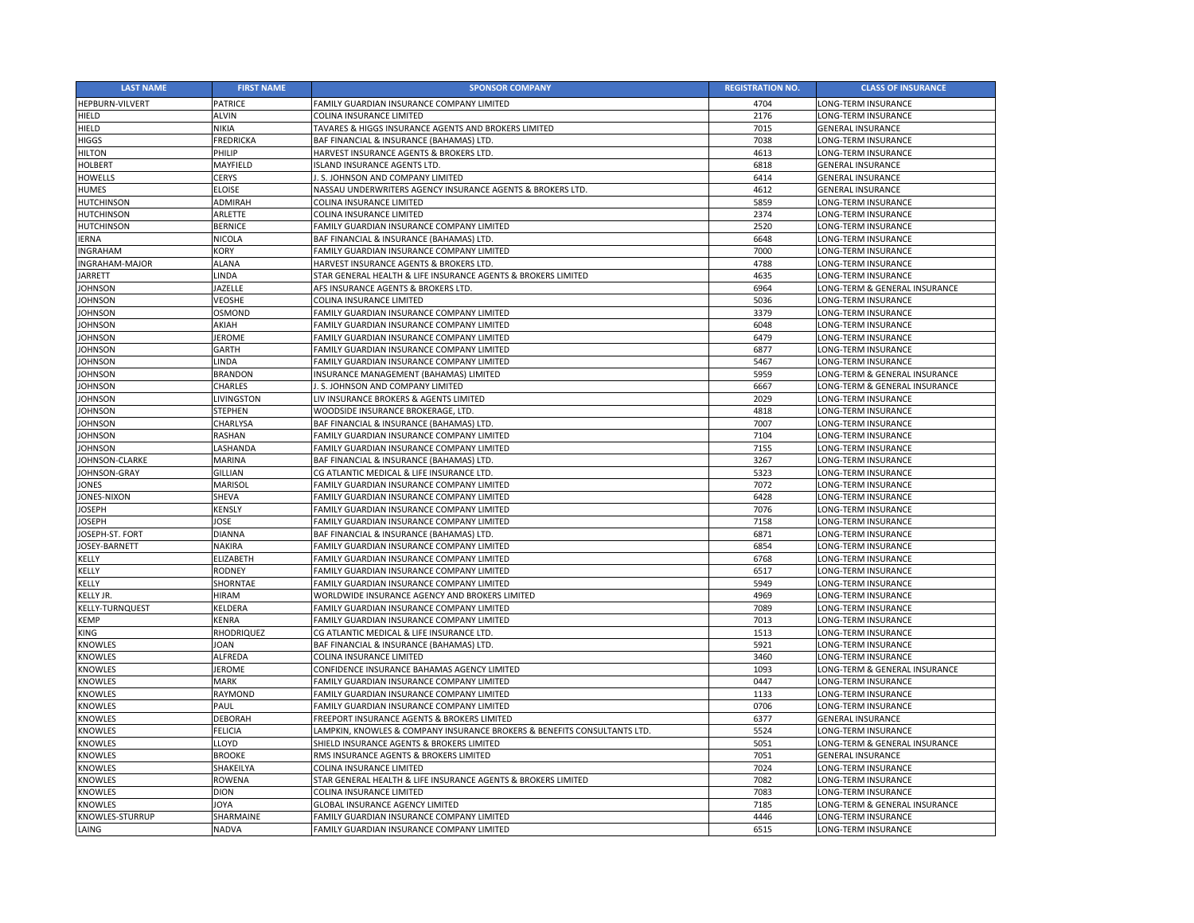| LAST NAME | FIRST NAME | SPONSOR COMPANY | REGISTRATION NO. | CLASS OF INSURANCE |
| --- | --- | --- | --- | --- |
| HEPBURN-VILVERT | PATRICE | FAMILY GUARDIAN INSURANCE COMPANY LIMITED | 4704 | LONG-TERM INSURANCE |
| HIELD | ALVIN | COLINA INSURANCE LIMITED | 2176 | LONG-TERM INSURANCE |
| HIELD | NIKIA | TAVARES & HIGGS INSURANCE AGENTS AND BROKERS LIMITED | 7015 | GENERAL INSURANCE |
| HIGGS | FREDRICKA | BAF FINANCIAL & INSURANCE (BAHAMAS) LTD. | 7038 | LONG-TERM INSURANCE |
| HILTON | PHILIP | HARVEST INSURANCE AGENTS & BROKERS LTD. | 4613 | LONG-TERM INSURANCE |
| HOLBERT | MAYFIELD | ISLAND INSURANCE AGENTS LTD. | 6818 | GENERAL INSURANCE |
| HOWELLS | CERYS | J. S. JOHNSON AND COMPANY LIMITED | 6414 | GENERAL INSURANCE |
| HUMES | ELOISE | NASSAU UNDERWRITERS AGENCY INSURANCE AGENTS & BROKERS LTD. | 4612 | GENERAL INSURANCE |
| HUTCHINSON | ADMIRAH | COLINA INSURANCE LIMITED | 5859 | LONG-TERM INSURANCE |
| HUTCHINSON | ARLETTE | COLINA INSURANCE LIMITED | 2374 | LONG-TERM INSURANCE |
| HUTCHINSON | BERNICE | FAMILY GUARDIAN INSURANCE COMPANY LIMITED | 2520 | LONG-TERM INSURANCE |
| IERNA | NICOLA | BAF FINANCIAL & INSURANCE (BAHAMAS) LTD. | 6648 | LONG-TERM INSURANCE |
| INGRAHAM | KORY | FAMILY GUARDIAN INSURANCE COMPANY LIMITED | 7000 | LONG-TERM INSURANCE |
| INGRAHAM-MAJOR | ALANA | HARVEST INSURANCE AGENTS & BROKERS LTD. | 4788 | LONG-TERM INSURANCE |
| JARRETT | LINDA | STAR GENERAL HEALTH & LIFE INSURANCE AGENTS & BROKERS LIMITED | 4635 | LONG-TERM INSURANCE |
| JOHNSON | JAZELLE | AFS INSURANCE AGENTS & BROKERS LTD. | 6964 | LONG-TERM & GENERAL INSURANCE |
| JOHNSON | VEOSHE | COLINA INSURANCE LIMITED | 5036 | LONG-TERM INSURANCE |
| JOHNSON | OSMOND | FAMILY GUARDIAN INSURANCE COMPANY LIMITED | 3379 | LONG-TERM INSURANCE |
| JOHNSON | AKIAH | FAMILY GUARDIAN INSURANCE COMPANY LIMITED | 6048 | LONG-TERM INSURANCE |
| JOHNSON | JEROME | FAMILY GUARDIAN INSURANCE COMPANY LIMITED | 6479 | LONG-TERM INSURANCE |
| JOHNSON | GARTH | FAMILY GUARDIAN INSURANCE COMPANY LIMITED | 6877 | LONG-TERM INSURANCE |
| JOHNSON | LINDA | FAMILY GUARDIAN INSURANCE COMPANY LIMITED | 5467 | LONG-TERM INSURANCE |
| JOHNSON | BRANDON | INSURANCE MANAGEMENT (BAHAMAS) LIMITED | 5959 | LONG-TERM & GENERAL INSURANCE |
| JOHNSON | CHARLES | J. S. JOHNSON AND COMPANY LIMITED | 6667 | LONG-TERM & GENERAL INSURANCE |
| JOHNSON | LIVINGSTON | LIV INSURANCE BROKERS & AGENTS LIMITED | 2029 | LONG-TERM INSURANCE |
| JOHNSON | STEPHEN | WOODSIDE INSURANCE BROKERAGE, LTD. | 4818 | LONG-TERM INSURANCE |
| JOHNSON | CHARLYSA | BAF FINANCIAL & INSURANCE (BAHAMAS) LTD. | 7007 | LONG-TERM INSURANCE |
| JOHNSON | RASHAN | FAMILY GUARDIAN INSURANCE COMPANY LIMITED | 7104 | LONG-TERM INSURANCE |
| JOHNSON | LASHANDA | FAMILY GUARDIAN INSURANCE COMPANY LIMITED | 7155 | LONG-TERM INSURANCE |
| JOHNSON-CLARKE | MARINA | BAF FINANCIAL & INSURANCE (BAHAMAS) LTD. | 3267 | LONG-TERM INSURANCE |
| JOHNSON-GRAY | GILLIAN | CG ATLANTIC MEDICAL & LIFE INSURANCE LTD. | 5323 | LONG-TERM INSURANCE |
| JONES | MARISOL | FAMILY GUARDIAN INSURANCE COMPANY LIMITED | 7072 | LONG-TERM INSURANCE |
| JONES-NIXON | SHEVA | FAMILY GUARDIAN INSURANCE COMPANY LIMITED | 6428 | LONG-TERM INSURANCE |
| JOSEPH | KENSLY | FAMILY GUARDIAN INSURANCE COMPANY LIMITED | 7076 | LONG-TERM INSURANCE |
| JOSEPH | JOSE | FAMILY GUARDIAN INSURANCE COMPANY LIMITED | 7158 | LONG-TERM INSURANCE |
| JOSEPH-ST. FORT | DIANNA | BAF FINANCIAL & INSURANCE (BAHAMAS) LTD. | 6871 | LONG-TERM INSURANCE |
| JOSEY-BARNETT | NAKIRA | FAMILY GUARDIAN INSURANCE COMPANY LIMITED | 6854 | LONG-TERM INSURANCE |
| KELLY | ELIZABETH | FAMILY GUARDIAN INSURANCE COMPANY LIMITED | 6768 | LONG-TERM INSURANCE |
| KELLY | RODNEY | FAMILY GUARDIAN INSURANCE COMPANY LIMITED | 6517 | LONG-TERM INSURANCE |
| KELLY | SHORNTAE | FAMILY GUARDIAN INSURANCE COMPANY LIMITED | 5949 | LONG-TERM INSURANCE |
| KELLY JR. | HIRAM | WORLDWIDE INSURANCE AGENCY AND BROKERS LIMITED | 4969 | LONG-TERM INSURANCE |
| KELLY-TURNQUEST | KELDERA | FAMILY GUARDIAN INSURANCE COMPANY LIMITED | 7089 | LONG-TERM INSURANCE |
| KEMP | KENRA | FAMILY GUARDIAN INSURANCE COMPANY LIMITED | 7013 | LONG-TERM INSURANCE |
| KING | RHODRIQUEZ | CG ATLANTIC MEDICAL & LIFE INSURANCE LTD. | 1513 | LONG-TERM INSURANCE |
| KNOWLES | JOAN | BAF FINANCIAL & INSURANCE (BAHAMAS) LTD. | 5921 | LONG-TERM INSURANCE |
| KNOWLES | ALFREDA | COLINA INSURANCE LIMITED | 3460 | LONG-TERM INSURANCE |
| KNOWLES | JEROME | CONFIDENCE INSURANCE BAHAMAS AGENCY LIMITED | 1093 | LONG-TERM & GENERAL INSURANCE |
| KNOWLES | MARK | FAMILY GUARDIAN INSURANCE COMPANY LIMITED | 0447 | LONG-TERM INSURANCE |
| KNOWLES | RAYMOND | FAMILY GUARDIAN INSURANCE COMPANY LIMITED | 1133 | LONG-TERM INSURANCE |
| KNOWLES | PAUL | FAMILY GUARDIAN INSURANCE COMPANY LIMITED | 0706 | LONG-TERM INSURANCE |
| KNOWLES | DEBORAH | FREEPORT INSURANCE AGENTS & BROKERS LIMITED | 6377 | GENERAL INSURANCE |
| KNOWLES | FELICIA | LAMPKIN, KNOWLES & COMPANY INSURANCE BROKERS & BENEFITS CONSULTANTS LTD. | 5524 | LONG-TERM INSURANCE |
| KNOWLES | LLOYD | SHIELD INSURANCE AGENTS & BROKERS LIMITED | 5051 | LONG-TERM & GENERAL INSURANCE |
| KNOWLES | BROOKE | RMS INSURANCE AGENTS & BROKERS LIMITED | 7051 | GENERAL INSURANCE |
| KNOWLES | SHAKEILYA | COLINA INSURANCE LIMITED | 7024 | LONG-TERM INSURANCE |
| KNOWLES | ROWENA | STAR GENERAL HEALTH & LIFE INSURANCE AGENTS & BROKERS LIMITED | 7082 | LONG-TERM INSURANCE |
| KNOWLES | DION | COLINA INSURANCE LIMITED | 7083 | LONG-TERM INSURANCE |
| KNOWLES | JOYA | GLOBAL INSURANCE AGENCY LIMITED | 7185 | LONG-TERM & GENERAL INSURANCE |
| KNOWLES-STURRUP | SHARMAINE | FAMILY GUARDIAN INSURANCE COMPANY LIMITED | 4446 | LONG-TERM INSURANCE |
| LAING | NADVA | FAMILY GUARDIAN INSURANCE COMPANY LIMITED | 6515 | LONG-TERM INSURANCE |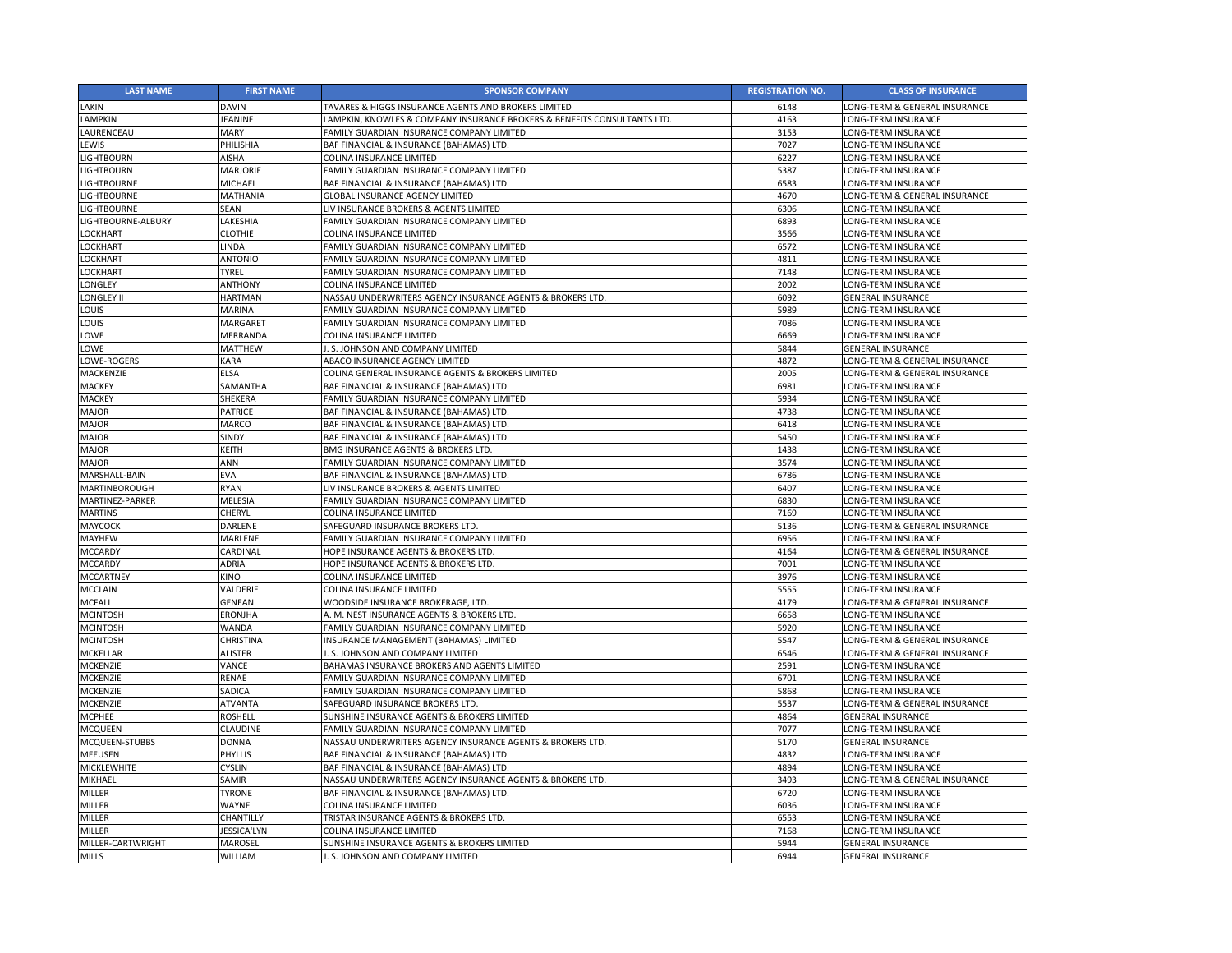| LAST NAME | FIRST NAME | SPONSOR COMPANY | REGISTRATION NO. | CLASS OF INSURANCE |
|---|---|---|---|---|
| LAKIN | DAVIN | TAVARES & HIGGS INSURANCE AGENTS AND BROKERS LIMITED | 6148 | LONG-TERM & GENERAL INSURANCE |
| LAMPKIN | JEANINE | LAMPKIN, KNOWLES & COMPANY INSURANCE BROKERS & BENEFITS CONSULTANTS LTD. | 4163 | LONG-TERM INSURANCE |
| LAURENCEAU | MARY | FAMILY GUARDIAN INSURANCE COMPANY LIMITED | 3153 | LONG-TERM INSURANCE |
| LEWIS | PHILISHIA | BAF FINANCIAL & INSURANCE (BAHAMAS) LTD. | 7027 | LONG-TERM INSURANCE |
| LIGHTBOURN | AISHA | COLINA INSURANCE LIMITED | 6227 | LONG-TERM INSURANCE |
| LIGHTBOURN | MARJORIE | FAMILY GUARDIAN INSURANCE COMPANY LIMITED | 5387 | LONG-TERM INSURANCE |
| LIGHTBOURNE | MICHAEL | BAF FINANCIAL & INSURANCE (BAHAMAS) LTD. | 6583 | LONG-TERM INSURANCE |
| LIGHTBOURNE | MATHANIA | GLOBAL INSURANCE AGENCY LIMITED | 4670 | LONG-TERM & GENERAL INSURANCE |
| LIGHTBOURNE | SEAN | LIV INSURANCE BROKERS & AGENTS LIMITED | 6306 | LONG-TERM INSURANCE |
| LIGHTBOURNE-ALBURY | LAKESHIA | FAMILY GUARDIAN INSURANCE COMPANY LIMITED | 6893 | LONG-TERM INSURANCE |
| LOCKHART | CLOTHIE | COLINA INSURANCE LIMITED | 3566 | LONG-TERM INSURANCE |
| LOCKHART | LINDA | FAMILY GUARDIAN INSURANCE COMPANY LIMITED | 6572 | LONG-TERM INSURANCE |
| LOCKHART | ANTONIO | FAMILY GUARDIAN INSURANCE COMPANY LIMITED | 4811 | LONG-TERM INSURANCE |
| LOCKHART | TYREL | FAMILY GUARDIAN INSURANCE COMPANY LIMITED | 7148 | LONG-TERM INSURANCE |
| LONGLEY | ANTHONY | COLINA INSURANCE LIMITED | 2002 | LONG-TERM INSURANCE |
| LONGLEY II | HARTMAN | NASSAU UNDERWRITERS AGENCY INSURANCE AGENTS & BROKERS LTD. | 6092 | GENERAL INSURANCE |
| LOUIS | MARINA | FAMILY GUARDIAN INSURANCE COMPANY LIMITED | 5989 | LONG-TERM INSURANCE |
| LOUIS | MARGARET | FAMILY GUARDIAN INSURANCE COMPANY LIMITED | 7086 | LONG-TERM INSURANCE |
| LOWE | MERRANDA | COLINA INSURANCE LIMITED | 6669 | LONG-TERM INSURANCE |
| LOWE | MATTHEW | J. S. JOHNSON AND COMPANY LIMITED | 5844 | GENERAL INSURANCE |
| LOWE-ROGERS | KARA | ABACO INSURANCE AGENCY LIMITED | 4872 | LONG-TERM & GENERAL INSURANCE |
| MACKENZIE | ELSA | COLINA GENERAL INSURANCE AGENTS & BROKERS LIMITED | 2005 | LONG-TERM & GENERAL INSURANCE |
| MACKEY | SAMANTHA | BAF FINANCIAL & INSURANCE (BAHAMAS) LTD. | 6981 | LONG-TERM INSURANCE |
| MACKEY | SHEKERA | FAMILY GUARDIAN INSURANCE COMPANY LIMITED | 5934 | LONG-TERM INSURANCE |
| MAJOR | PATRICE | BAF FINANCIAL & INSURANCE (BAHAMAS) LTD. | 4738 | LONG-TERM INSURANCE |
| MAJOR | MARCO | BAF FINANCIAL & INSURANCE (BAHAMAS) LTD. | 6418 | LONG-TERM INSURANCE |
| MAJOR | SINDY | BAF FINANCIAL & INSURANCE (BAHAMAS) LTD. | 5450 | LONG-TERM INSURANCE |
| MAJOR | KEITH | BMG INSURANCE AGENTS & BROKERS LTD. | 1438 | LONG-TERM INSURANCE |
| MAJOR | ANN | FAMILY GUARDIAN INSURANCE COMPANY LIMITED | 3574 | LONG-TERM INSURANCE |
| MARSHALL-BAIN | EVA | BAF FINANCIAL & INSURANCE (BAHAMAS) LTD. | 6786 | LONG-TERM INSURANCE |
| MARTINBOROUGH | RYAN | LIV INSURANCE BROKERS & AGENTS LIMITED | 6407 | LONG-TERM INSURANCE |
| MARTINEZ-PARKER | MELESIA | FAMILY GUARDIAN INSURANCE COMPANY LIMITED | 6830 | LONG-TERM INSURANCE |
| MARTINS | CHERYL | COLINA INSURANCE LIMITED | 7169 | LONG-TERM INSURANCE |
| MAYCOCK | DARLENE | SAFEGUARD INSURANCE BROKERS LTD. | 5136 | LONG-TERM & GENERAL INSURANCE |
| MAYHEW | MARLENE | FAMILY GUARDIAN INSURANCE COMPANY LIMITED | 6956 | LONG-TERM INSURANCE |
| MCCARDY | CARDINAL | HOPE INSURANCE AGENTS & BROKERS LTD. | 4164 | LONG-TERM & GENERAL INSURANCE |
| MCCARDY | ADRIA | HOPE INSURANCE AGENTS & BROKERS LTD. | 7001 | LONG-TERM INSURANCE |
| MCCARTNEY | KINO | COLINA INSURANCE LIMITED | 3976 | LONG-TERM INSURANCE |
| MCCLAIN | VALDERIE | COLINA INSURANCE LIMITED | 5555 | LONG-TERM INSURANCE |
| MCFALL | GENEAN | WOODSIDE INSURANCE BROKERAGE, LTD. | 4179 | LONG-TERM & GENERAL INSURANCE |
| MCINTOSH | ERONJHA | A. M. NEST INSURANCE AGENTS & BROKERS LTD. | 6658 | LONG-TERM INSURANCE |
| MCINTOSH | WANDA | FAMILY GUARDIAN INSURANCE COMPANY LIMITED | 5920 | LONG-TERM INSURANCE |
| MCINTOSH | CHRISTINA | INSURANCE MANAGEMENT (BAHAMAS) LIMITED | 5547 | LONG-TERM & GENERAL INSURANCE |
| MCKELLAR | ALISTER | J. S. JOHNSON AND COMPANY LIMITED | 6546 | LONG-TERM & GENERAL INSURANCE |
| MCKENZIE | VANCE | BAHAMAS INSURANCE BROKERS AND AGENTS LIMITED | 2591 | LONG-TERM INSURANCE |
| MCKENZIE | RENAE | FAMILY GUARDIAN INSURANCE COMPANY LIMITED | 6701 | LONG-TERM INSURANCE |
| MCKENZIE | SADICA | FAMILY GUARDIAN INSURANCE COMPANY LIMITED | 5868 | LONG-TERM INSURANCE |
| MCKENZIE | ATVANTA | SAFEGUARD INSURANCE BROKERS LTD. | 5537 | LONG-TERM & GENERAL INSURANCE |
| MCPHEE | ROSHELL | SUNSHINE INSURANCE AGENTS & BROKERS LIMITED | 4864 | GENERAL INSURANCE |
| MCQUEEN | CLAUDINE | FAMILY GUARDIAN INSURANCE COMPANY LIMITED | 7077 | LONG-TERM INSURANCE |
| MCQUEEN-STUBBS | DONNA | NASSAU UNDERWRITERS AGENCY INSURANCE AGENTS & BROKERS LTD. | 5170 | GENERAL INSURANCE |
| MEEUSEN | PHYLLIS | BAF FINANCIAL & INSURANCE (BAHAMAS) LTD. | 4832 | LONG-TERM INSURANCE |
| MICKLEWHITE | CYSLIN | BAF FINANCIAL & INSURANCE (BAHAMAS) LTD. | 4894 | LONG-TERM INSURANCE |
| MIKHAEL | SAMIR | NASSAU UNDERWRITERS AGENCY INSURANCE AGENTS & BROKERS LTD. | 3493 | LONG-TERM & GENERAL INSURANCE |
| MILLER | TYRONE | BAF FINANCIAL & INSURANCE (BAHAMAS) LTD. | 6720 | LONG-TERM INSURANCE |
| MILLER | WAYNE | COLINA INSURANCE LIMITED | 6036 | LONG-TERM INSURANCE |
| MILLER | CHANTILLY | TRISTAR INSURANCE AGENTS & BROKERS LTD. | 6553 | LONG-TERM INSURANCE |
| MILLER | JESSICA'LYN | COLINA INSURANCE LIMITED | 7168 | LONG-TERM INSURANCE |
| MILLER-CARTWRIGHT | MAROSEL | SUNSHINE INSURANCE AGENTS & BROKERS LIMITED | 5944 | GENERAL INSURANCE |
| MILLS | WILLIAM | J. S. JOHNSON AND COMPANY LIMITED | 6944 | GENERAL INSURANCE |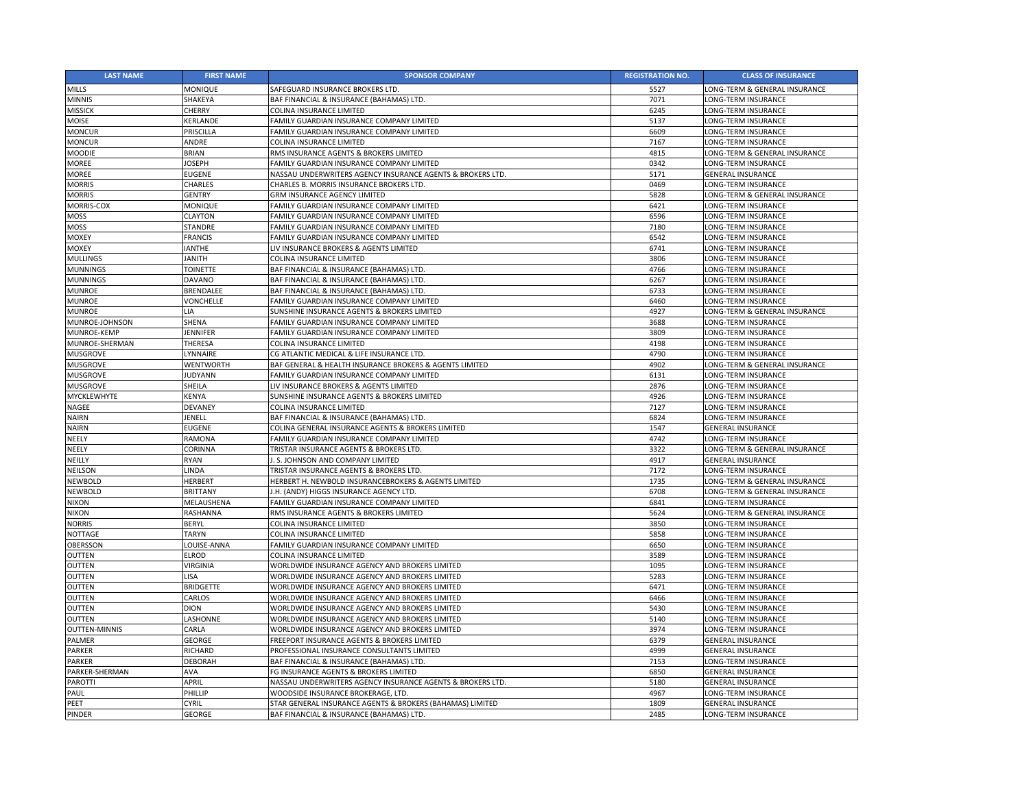| LAST NAME | FIRST NAME | SPONSOR COMPANY | REGISTRATION NO. | CLASS OF INSURANCE |
|---|---|---|---|---|
| MILLS | MONIQUE | SAFEGUARD INSURANCE BROKERS LTD. | 5527 | LONG-TERM & GENERAL INSURANCE |
| MINNIS | SHAKEYA | BAF FINANCIAL & INSURANCE (BAHAMAS) LTD. | 7071 | LONG-TERM INSURANCE |
| MISSICK | CHERRY | COLINA INSURANCE LIMITED | 6245 | LONG-TERM INSURANCE |
| MOISE | KERLANDE | FAMILY GUARDIAN INSURANCE COMPANY LIMITED | 5137 | LONG-TERM INSURANCE |
| MONCUR | PRISCILLA | FAMILY GUARDIAN INSURANCE COMPANY LIMITED | 6609 | LONG-TERM INSURANCE |
| MONCUR | ANDRE | COLINA INSURANCE LIMITED | 7167 | LONG-TERM INSURANCE |
| MOODIE | BRIAN | RMS INSURANCE AGENTS & BROKERS LIMITED | 4815 | LONG-TERM & GENERAL INSURANCE |
| MOREE | JOSEPH | FAMILY GUARDIAN INSURANCE COMPANY LIMITED | 0342 | LONG-TERM INSURANCE |
| MOREE | EUGENE | NASSAU UNDERWRITERS AGENCY INSURANCE AGENTS & BROKERS LTD. | 5171 | GENERAL INSURANCE |
| MORRIS | CHARLES | CHARLES B. MORRIS INSURANCE BROKERS LTD. | 0469 | LONG-TERM INSURANCE |
| MORRIS | GENTRY | GRM INSURANCE AGENCY LIMITED | 5828 | LONG-TERM & GENERAL INSURANCE |
| MORRIS-COX | MONIQUE | FAMILY GUARDIAN INSURANCE COMPANY LIMITED | 6421 | LONG-TERM INSURANCE |
| MOSS | CLAYTON | FAMILY GUARDIAN INSURANCE COMPANY LIMITED | 6596 | LONG-TERM INSURANCE |
| MOSS | STANDRE | FAMILY GUARDIAN INSURANCE COMPANY LIMITED | 7180 | LONG-TERM INSURANCE |
| MOXEY | FRANCIS | FAMILY GUARDIAN INSURANCE COMPANY LIMITED | 6542 | LONG-TERM INSURANCE |
| MOXEY | IANTHE | LIV INSURANCE BROKERS & AGENTS LIMITED | 6741 | LONG-TERM INSURANCE |
| MULLINGS | JANITH | COLINA INSURANCE LIMITED | 3806 | LONG-TERM INSURANCE |
| MUNNINGS | TOINETTE | BAF FINANCIAL & INSURANCE (BAHAMAS) LTD. | 4766 | LONG-TERM INSURANCE |
| MUNNINGS | DAVANO | BAF FINANCIAL & INSURANCE (BAHAMAS) LTD. | 6267 | LONG-TERM INSURANCE |
| MUNROE | BRENDALEE | BAF FINANCIAL & INSURANCE (BAHAMAS) LTD. | 6733 | LONG-TERM INSURANCE |
| MUNROE | VONCHELLE | FAMILY GUARDIAN INSURANCE COMPANY LIMITED | 6460 | LONG-TERM INSURANCE |
| MUNROE | LIA | SUNSHINE INSURANCE AGENTS & BROKERS LIMITED | 4927 | LONG-TERM & GENERAL INSURANCE |
| MUNROE-JOHNSON | SHENA | FAMILY GUARDIAN INSURANCE COMPANY LIMITED | 3688 | LONG-TERM INSURANCE |
| MUNROE-KEMP | JENNIFER | FAMILY GUARDIAN INSURANCE COMPANY LIMITED | 3809 | LONG-TERM INSURANCE |
| MUNROE-SHERMAN | THERESA | COLINA INSURANCE LIMITED | 4198 | LONG-TERM INSURANCE |
| MUSGROVE | LYNNAIRE | CG ATLANTIC MEDICAL & LIFE INSURANCE LTD. | 4790 | LONG-TERM INSURANCE |
| MUSGROVE | WENTWORTH | BAF GENERAL & HEALTH INSURANCE BROKERS & AGENTS LIMITED | 4902 | LONG-TERM & GENERAL INSURANCE |
| MUSGROVE | JUDYANN | FAMILY GUARDIAN INSURANCE COMPANY LIMITED | 6131 | LONG-TERM INSURANCE |
| MUSGROVE | SHEILA | LIV INSURANCE BROKERS & AGENTS LIMITED | 2876 | LONG-TERM INSURANCE |
| MYCKLEWHYTE | KENYA | SUNSHINE INSURANCE AGENTS & BROKERS LIMITED | 4926 | LONG-TERM INSURANCE |
| NAGEE | DEVANEY | COLINA INSURANCE LIMITED | 7127 | LONG-TERM INSURANCE |
| NAIRN | JENELL | BAF FINANCIAL & INSURANCE (BAHAMAS) LTD. | 6824 | LONG-TERM INSURANCE |
| NAIRN | EUGENE | COLINA GENERAL INSURANCE AGENTS & BROKERS LIMITED | 1547 | GENERAL INSURANCE |
| NEELY | RAMONA | FAMILY GUARDIAN INSURANCE COMPANY LIMITED | 4742 | LONG-TERM INSURANCE |
| NEELY | CORINNA | TRISTAR INSURANCE AGENTS & BROKERS LTD. | 3322 | LONG-TERM & GENERAL INSURANCE |
| NEILLY | RYAN | J. S. JOHNSON AND COMPANY LIMITED | 4917 | GENERAL INSURANCE |
| NEILSON | LINDA | TRISTAR INSURANCE AGENTS & BROKERS LTD. | 7172 | LONG-TERM INSURANCE |
| NEWBOLD | HERBERT | HERBERT H. NEWBOLD INSURANCEBROKERS & AGENTS LIMITED | 1735 | LONG-TERM & GENERAL INSURANCE |
| NEWBOLD | BRITTANY | J.H. (ANDY) HIGGS INSURANCE AGENCY LTD. | 6708 | LONG-TERM & GENERAL INSURANCE |
| NIXON | MELAUSHENA | FAMILY GUARDIAN INSURANCE COMPANY LIMITED | 6841 | LONG-TERM INSURANCE |
| NIXON | RASHANNA | RMS INSURANCE AGENTS & BROKERS LIMITED | 5624 | LONG-TERM & GENERAL INSURANCE |
| NORRIS | BERYL | COLINA INSURANCE LIMITED | 3850 | LONG-TERM INSURANCE |
| NOTTAGE | TARYN | COLINA INSURANCE LIMITED | 5858 | LONG-TERM INSURANCE |
| OBERSSON | LOUISE-ANNA | FAMILY GUARDIAN INSURANCE COMPANY LIMITED | 6650 | LONG-TERM INSURANCE |
| OUTTEN | ELROD | COLINA INSURANCE LIMITED | 3589 | LONG-TERM INSURANCE |
| OUTTEN | VIRGINIA | WORLDWIDE INSURANCE AGENCY AND BROKERS LIMITED | 1095 | LONG-TERM INSURANCE |
| OUTTEN | LISA | WORLDWIDE INSURANCE AGENCY AND BROKERS LIMITED | 5283 | LONG-TERM INSURANCE |
| OUTTEN | BRIDGETTE | WORLDWIDE INSURANCE AGENCY AND BROKERS LIMITED | 6471 | LONG-TERM INSURANCE |
| OUTTEN | CARLOS | WORLDWIDE INSURANCE AGENCY AND BROKERS LIMITED | 6466 | LONG-TERM INSURANCE |
| OUTTEN | DION | WORLDWIDE INSURANCE AGENCY AND BROKERS LIMITED | 5430 | LONG-TERM INSURANCE |
| OUTTEN | LASHONNE | WORLDWIDE INSURANCE AGENCY AND BROKERS LIMITED | 5140 | LONG-TERM INSURANCE |
| OUTTEN-MINNIS | CARLA | WORLDWIDE INSURANCE AGENCY AND BROKERS LIMITED | 3974 | LONG-TERM INSURANCE |
| PALMER | GEORGE | FREEPORT INSURANCE AGENTS & BROKERS LIMITED | 6379 | GENERAL INSURANCE |
| PARKER | RICHARD | PROFESSIONAL INSURANCE CONSULTANTS LIMITED | 4999 | GENERAL INSURANCE |
| PARKER | DEBORAH | BAF FINANCIAL & INSURANCE (BAHAMAS) LTD. | 7153 | LONG-TERM INSURANCE |
| PARKER-SHERMAN | AVA | FG INSURANCE AGENTS & BROKERS LIMITED | 6850 | GENERAL INSURANCE |
| PAROTTI | APRIL | NASSAU UNDERWRITERS AGENCY INSURANCE AGENTS & BROKERS LTD. | 5180 | GENERAL INSURANCE |
| PAUL | PHILLIP | WOODSIDE INSURANCE BROKERAGE, LTD. | 4967 | LONG-TERM INSURANCE |
| PEET | CYRIL | STAR GENERAL INSURANCE AGENTS & BROKERS (BAHAMAS) LIMITED | 1809 | GENERAL INSURANCE |
| PINDER | GEORGE | BAF FINANCIAL & INSURANCE (BAHAMAS) LTD. | 2485 | LONG-TERM INSURANCE |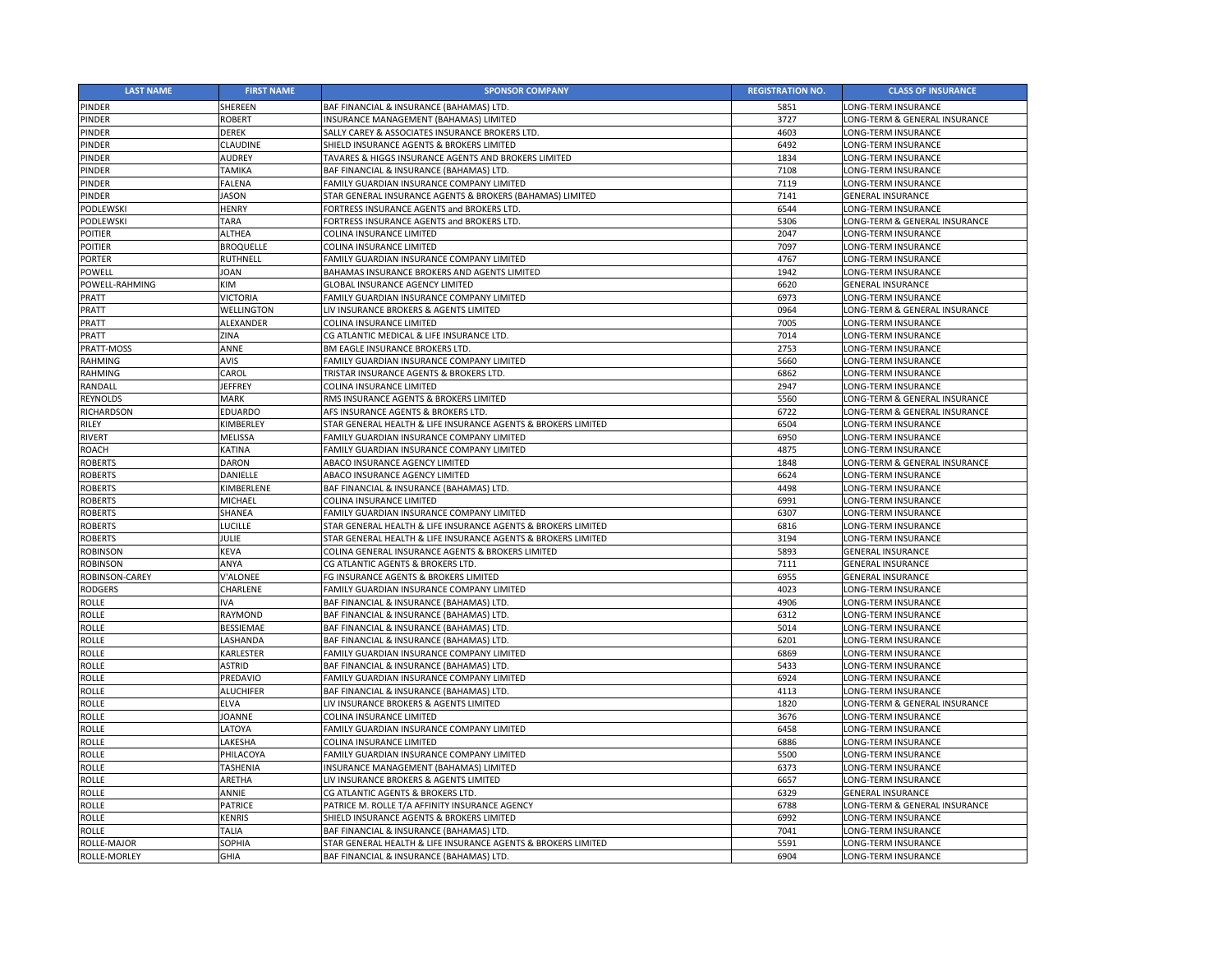| LAST NAME | FIRST NAME | SPONSOR COMPANY | REGISTRATION NO. | CLASS OF INSURANCE |
|---|---|---|---|---|
| PINDER | SHEREEN | BAF FINANCIAL & INSURANCE (BAHAMAS) LTD. | 5851 | LONG-TERM INSURANCE |
| PINDER | ROBERT | INSURANCE MANAGEMENT (BAHAMAS) LIMITED | 3727 | LONG-TERM & GENERAL INSURANCE |
| PINDER | DEREK | SALLY CAREY & ASSOCIATES INSURANCE BROKERS LTD. | 4603 | LONG-TERM INSURANCE |
| PINDER | CLAUDINE | SHIELD INSURANCE AGENTS & BROKERS LIMITED | 6492 | LONG-TERM INSURANCE |
| PINDER | AUDREY | TAVARES & HIGGS INSURANCE AGENTS AND BROKERS LIMITED | 1834 | LONG-TERM INSURANCE |
| PINDER | TAMIKA | BAF FINANCIAL & INSURANCE (BAHAMAS) LTD. | 7108 | LONG-TERM INSURANCE |
| PINDER | FALENA | FAMILY GUARDIAN INSURANCE COMPANY LIMITED | 7119 | LONG-TERM INSURANCE |
| PINDER | JASON | STAR GENERAL INSURANCE AGENTS & BROKERS (BAHAMAS) LIMITED | 7141 | GENERAL INSURANCE |
| PODLEWSKI | HENRY | FORTRESS INSURANCE AGENTS and BROKERS LTD. | 6544 | LONG-TERM INSURANCE |
| PODLEWSKI | TARA | FORTRESS INSURANCE AGENTS and BROKERS LTD. | 5306 | LONG-TERM & GENERAL INSURANCE |
| POITIER | ALTHEA | COLINA INSURANCE LIMITED | 2047 | LONG-TERM INSURANCE |
| POITIER | BROQUELLE | COLINA INSURANCE LIMITED | 7097 | LONG-TERM INSURANCE |
| PORTER | RUTHNELL | FAMILY GUARDIAN INSURANCE COMPANY LIMITED | 4767 | LONG-TERM INSURANCE |
| POWELL | JOAN | BAHAMAS INSURANCE BROKERS AND AGENTS LIMITED | 1942 | LONG-TERM INSURANCE |
| POWELL-RAHMING | KIM | GLOBAL INSURANCE AGENCY LIMITED | 6620 | GENERAL INSURANCE |
| PRATT | VICTORIA | FAMILY GUARDIAN INSURANCE COMPANY LIMITED | 6973 | LONG-TERM INSURANCE |
| PRATT | WELLINGTON | LIV INSURANCE BROKERS & AGENTS LIMITED | 0964 | LONG-TERM & GENERAL INSURANCE |
| PRATT | ALEXANDER | COLINA INSURANCE LIMITED | 7005 | LONG-TERM INSURANCE |
| PRATT | ZINA | CG ATLANTIC MEDICAL & LIFE INSURANCE LTD. | 7014 | LONG-TERM INSURANCE |
| PRATT-MOSS | ANNE | BM EAGLE INSURANCE BROKERS LTD. | 2753 | LONG-TERM INSURANCE |
| RAHMING | AVIS | FAMILY GUARDIAN INSURANCE COMPANY LIMITED | 5660 | LONG-TERM INSURANCE |
| RAHMING | CAROL | TRISTAR INSURANCE AGENTS & BROKERS LTD. | 6862 | LONG-TERM INSURANCE |
| RANDALL | JEFFREY | COLINA INSURANCE LIMITED | 2947 | LONG-TERM INSURANCE |
| REYNOLDS | MARK | RMS INSURANCE AGENTS & BROKERS LIMITED | 5560 | LONG-TERM & GENERAL INSURANCE |
| RICHARDSON | EDUARDO | AFS INSURANCE AGENTS & BROKERS LTD. | 6722 | LONG-TERM & GENERAL INSURANCE |
| RILEY | KIMBERLEY | STAR GENERAL HEALTH & LIFE INSURANCE AGENTS & BROKERS LIMITED | 6504 | LONG-TERM INSURANCE |
| RIVERT | MELISSA | FAMILY GUARDIAN INSURANCE COMPANY LIMITED | 6950 | LONG-TERM INSURANCE |
| ROACH | KATINA | FAMILY GUARDIAN INSURANCE COMPANY LIMITED | 4875 | LONG-TERM INSURANCE |
| ROBERTS | DARON | ABACO INSURANCE AGENCY LIMITED | 1848 | LONG-TERM & GENERAL INSURANCE |
| ROBERTS | DANIELLE | ABACO INSURANCE AGENCY LIMITED | 6624 | LONG-TERM INSURANCE |
| ROBERTS | KIMBERLENE | BAF FINANCIAL & INSURANCE (BAHAMAS) LTD. | 4498 | LONG-TERM INSURANCE |
| ROBERTS | MICHAEL | COLINA INSURANCE LIMITED | 6991 | LONG-TERM INSURANCE |
| ROBERTS | SHANEA | FAMILY GUARDIAN INSURANCE COMPANY LIMITED | 6307 | LONG-TERM INSURANCE |
| ROBERTS | LUCILLE | STAR GENERAL HEALTH & LIFE INSURANCE AGENTS & BROKERS LIMITED | 6816 | LONG-TERM INSURANCE |
| ROBERTS | JULIE | STAR GENERAL HEALTH & LIFE INSURANCE AGENTS & BROKERS LIMITED | 3194 | LONG-TERM INSURANCE |
| ROBINSON | KEVA | COLINA GENERAL INSURANCE AGENTS & BROKERS LIMITED | 5893 | GENERAL INSURANCE |
| ROBINSON | ANYA | CG ATLANTIC AGENTS & BROKERS LTD. | 7111 | GENERAL INSURANCE |
| ROBINSON-CAREY | V'ALONEE | FG INSURANCE AGENTS & BROKERS LIMITED | 6955 | GENERAL INSURANCE |
| RODGERS | CHARLENE | FAMILY GUARDIAN INSURANCE COMPANY LIMITED | 4023 | LONG-TERM INSURANCE |
| ROLLE | IVA | BAF FINANCIAL & INSURANCE (BAHAMAS) LTD. | 4906 | LONG-TERM INSURANCE |
| ROLLE | RAYMOND | BAF FINANCIAL & INSURANCE (BAHAMAS) LTD. | 6312 | LONG-TERM INSURANCE |
| ROLLE | BESSIEMAE | BAF FINANCIAL & INSURANCE (BAHAMAS) LTD. | 5014 | LONG-TERM INSURANCE |
| ROLLE | LASHANDA | BAF FINANCIAL & INSURANCE (BAHAMAS) LTD. | 6201 | LONG-TERM INSURANCE |
| ROLLE | KARLESTER | FAMILY GUARDIAN INSURANCE COMPANY LIMITED | 6869 | LONG-TERM INSURANCE |
| ROLLE | ASTRID | BAF FINANCIAL & INSURANCE (BAHAMAS) LTD. | 5433 | LONG-TERM INSURANCE |
| ROLLE | PREDAVIO | FAMILY GUARDIAN INSURANCE COMPANY LIMITED | 6924 | LONG-TERM INSURANCE |
| ROLLE | ALUCHIFER | BAF FINANCIAL & INSURANCE (BAHAMAS) LTD. | 4113 | LONG-TERM INSURANCE |
| ROLLE | ELVA | LIV INSURANCE BROKERS & AGENTS LIMITED | 1820 | LONG-TERM & GENERAL INSURANCE |
| ROLLE | JOANNE | COLINA INSURANCE LIMITED | 3676 | LONG-TERM INSURANCE |
| ROLLE | LATOYA | FAMILY GUARDIAN INSURANCE COMPANY LIMITED | 6458 | LONG-TERM INSURANCE |
| ROLLE | LAKESHA | COLINA INSURANCE LIMITED | 6886 | LONG-TERM INSURANCE |
| ROLLE | PHILACOYA | FAMILY GUARDIAN INSURANCE COMPANY LIMITED | 5500 | LONG-TERM INSURANCE |
| ROLLE | TASHENIA | INSURANCE MANAGEMENT (BAHAMAS) LIMITED | 6373 | LONG-TERM INSURANCE |
| ROLLE | ARETHA | LIV INSURANCE BROKERS & AGENTS LIMITED | 6657 | LONG-TERM INSURANCE |
| ROLLE | ANNIE | CG ATLANTIC AGENTS & BROKERS LTD. | 6329 | GENERAL INSURANCE |
| ROLLE | PATRICE | PATRICE M. ROLLE T/A AFFINITY INSURANCE AGENCY | 6788 | LONG-TERM & GENERAL INSURANCE |
| ROLLE | KENRIS | SHIELD INSURANCE AGENTS & BROKERS LIMITED | 6992 | LONG-TERM INSURANCE |
| ROLLE | TALIA | BAF FINANCIAL & INSURANCE (BAHAMAS) LTD. | 7041 | LONG-TERM INSURANCE |
| ROLLE-MAJOR | SOPHIA | STAR GENERAL HEALTH & LIFE INSURANCE AGENTS & BROKERS LIMITED | 5591 | LONG-TERM INSURANCE |
| ROLLE-MORLEY | GHIA | BAF FINANCIAL & INSURANCE (BAHAMAS) LTD. | 6904 | LONG-TERM INSURANCE |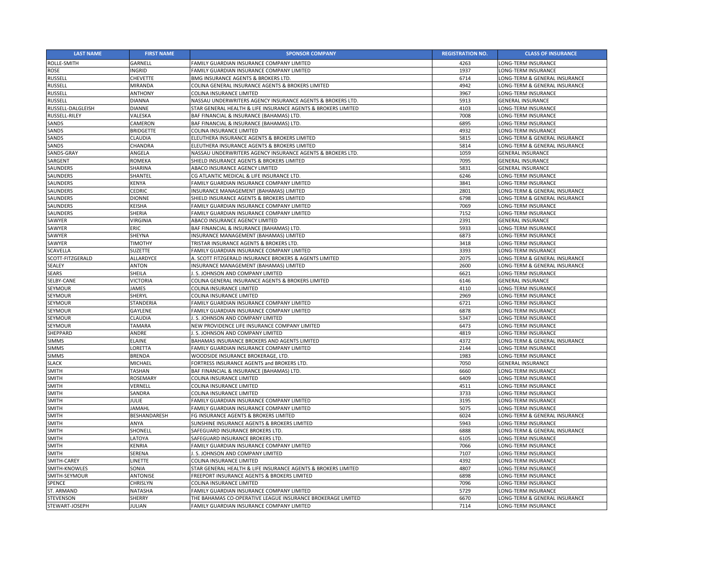| LAST NAME | FIRST NAME | SPONSOR COMPANY | REGISTRATION NO. | CLASS OF INSURANCE |
|---|---|---|---|---|
| ROLLE-SMITH | GARNELL | FAMILY GUARDIAN INSURANCE COMPANY LIMITED | 4263 | LONG-TERM INSURANCE |
| ROSE | INGRID | FAMILY GUARDIAN INSURANCE COMPANY LIMITED | 1937 | LONG-TERM INSURANCE |
| RUSSELL | CHEVETTE | BMG INSURANCE AGENTS & BROKERS LTD. | 6714 | LONG-TERM & GENERAL INSURANCE |
| RUSSELL | MIRANDA | COLINA GENERAL INSURANCE AGENTS & BROKERS LIMITED | 4942 | LONG-TERM & GENERAL INSURANCE |
| RUSSELL | ANTHONY | COLINA INSURANCE LIMITED | 3967 | LONG-TERM INSURANCE |
| RUSSELL | DIANNA | NASSAU UNDERWRITERS AGENCY INSURANCE AGENTS & BROKERS LTD. | 5913 | GENERAL INSURANCE |
| RUSSELL-DALGLEISH | DIANNE | STAR GENERAL HEALTH & LIFE INSURANCE AGENTS & BROKERS LIMITED | 4103 | LONG-TERM INSURANCE |
| RUSSELL-RILEY | VALESKA | BAF FINANCIAL & INSURANCE (BAHAMAS) LTD. | 7008 | LONG-TERM INSURANCE |
| SANDS | CAMERON | BAF FINANCIAL & INSURANCE (BAHAMAS) LTD. | 6895 | LONG-TERM INSURANCE |
| SANDS | BRIDGETTE | COLINA INSURANCE LIMITED | 4932 | LONG-TERM INSURANCE |
| SANDS | CLAUDIA | ELEUTHERA INSURANCE AGENTS & BROKERS LIMITED | 5815 | LONG-TERM & GENERAL INSURANCE |
| SANDS | CHANDRA | ELEUTHERA INSURANCE AGENTS & BROKERS LIMITED | 5814 | LONG-TERM & GENERAL INSURANCE |
| SANDS-GRAY | ANGELA | NASSAU UNDERWRITERS AGENCY INSURANCE AGENTS & BROKERS LTD. | 1059 | GENERAL INSURANCE |
| SARGENT | ROMEKA | SHIELD INSURANCE AGENTS & BROKERS LIMITED | 7095 | GENERAL INSURANCE |
| SAUNDERS | SHARINA | ABACO INSURANCE AGENCY LIMITED | 5831 | GENERAL INSURANCE |
| SAUNDERS | SHANTEL | CG ATLANTIC MEDICAL & LIFE INSURANCE LTD. | 6246 | LONG-TERM INSURANCE |
| SAUNDERS | KENYA | FAMILY GUARDIAN INSURANCE COMPANY LIMITED | 3841 | LONG-TERM INSURANCE |
| SAUNDERS | CEDRIC | INSURANCE MANAGEMENT (BAHAMAS) LIMITED | 2801 | LONG-TERM & GENERAL INSURANCE |
| SAUNDERS | DIONNE | SHIELD INSURANCE AGENTS & BROKERS LIMITED | 6798 | LONG-TERM & GENERAL INSURANCE |
| SAUNDERS | KEISHA | FAMILY GUARDIAN INSURANCE COMPANY LIMITED | 7069 | LONG-TERM INSURANCE |
| SAUNDERS | SHERIA | FAMILY GUARDIAN INSURANCE COMPANY LIMITED | 7152 | LONG-TERM INSURANCE |
| SAWYER | VIRGINIA | ABACO INSURANCE AGENCY LIMITED | 2391 | GENERAL INSURANCE |
| SAWYER | ERIC | BAF FINANCIAL & INSURANCE (BAHAMAS) LTD. | 5933 | LONG-TERM INSURANCE |
| SAWYER | SHEYNA | INSURANCE MANAGEMENT (BAHAMAS) LIMITED | 6873 | LONG-TERM INSURANCE |
| SAWYER | TIMOTHY | TRISTAR INSURANCE AGENTS & BROKERS LTD. | 3418 | LONG-TERM INSURANCE |
| SCAVELLA | SUZETTE | FAMILY GUARDIAN INSURANCE COMPANY LIMITED | 3393 | LONG-TERM INSURANCE |
| SCOTT-FITZGERALD | ALLARDYCE | A. SCOTT FITZGERALD INSURANCE BROKERS & AGENTS LIMITED | 2075 | LONG-TERM & GENERAL INSURANCE |
| SEALEY | ANTON | INSURANCE MANAGEMENT (BAHAMAS) LIMITED | 2600 | LONG-TERM & GENERAL INSURANCE |
| SEARS | SHEILA | J. S. JOHNSON AND COMPANY LIMITED | 6621 | LONG-TERM INSURANCE |
| SELBY-CANE | VICTORIA | COLINA GENERAL INSURANCE AGENTS & BROKERS LIMITED | 6146 | GENERAL INSURANCE |
| SEYMOUR | JAMES | COLINA INSURANCE LIMITED | 4110 | LONG-TERM INSURANCE |
| SEYMOUR | SHERYL | COLINA INSURANCE LIMITED | 2969 | LONG-TERM INSURANCE |
| SEYMOUR | STANDERIA | FAMILY GUARDIAN INSURANCE COMPANY LIMITED | 6721 | LONG-TERM INSURANCE |
| SEYMOUR | GAYLENE | FAMILY GUARDIAN INSURANCE COMPANY LIMITED | 6878 | LONG-TERM INSURANCE |
| SEYMOUR | CLAUDIA | J. S. JOHNSON AND COMPANY LIMITED | 5347 | LONG-TERM INSURANCE |
| SEYMOUR | TAMARA | NEW PROVIDENCE LIFE INSURANCE COMPANY LIMITED | 6473 | LONG-TERM INSURANCE |
| SHEPPARD | ANDRE | J. S. JOHNSON AND COMPANY LIMITED | 4819 | LONG-TERM INSURANCE |
| SIMMS | ELAINE | BAHAMAS INSURANCE BROKERS AND AGENTS LIMITED | 4372 | LONG-TERM & GENERAL INSURANCE |
| SIMMS | LORETTA | FAMILY GUARDIAN INSURANCE COMPANY LIMITED | 2144 | LONG-TERM INSURANCE |
| SIMMS | BRENDA | WOODSIDE INSURANCE BROKERAGE, LTD. | 1983 | LONG-TERM INSURANCE |
| SLACK | MICHAEL | FORTRESS INSURANCE AGENTS and BROKERS LTD. | 7050 | GENERAL INSURANCE |
| SMITH | TASHAN | BAF FINANCIAL & INSURANCE (BAHAMAS) LTD. | 6660 | LONG-TERM INSURANCE |
| SMITH | ROSEMARY | COLINA INSURANCE LIMITED | 6409 | LONG-TERM INSURANCE |
| SMITH | VERNELL | COLINA INSURANCE LIMITED | 4511 | LONG-TERM INSURANCE |
| SMITH | SANDRA | COLINA INSURANCE LIMITED | 3733 | LONG-TERM INSURANCE |
| SMITH | JULIE | FAMILY GUARDIAN INSURANCE COMPANY LIMITED | 3195 | LONG-TERM INSURANCE |
| SMITH | JAMAHL | FAMILY GUARDIAN INSURANCE COMPANY LIMITED | 5075 | LONG-TERM INSURANCE |
| SMITH | BESHANDARESH | FG INSURANCE AGENTS & BROKERS LIMITED | 6024 | LONG-TERM & GENERAL INSURANCE |
| SMITH | ANYA | SUNSHINE INSURANCE AGENTS & BROKERS LIMITED | 5943 | LONG-TERM INSURANCE |
| SMITH | SHONELL | SAFEGUARD INSURANCE BROKERS LTD. | 6888 | LONG-TERM & GENERAL INSURANCE |
| SMITH | LATOYA | SAFEGUARD INSURANCE BROKERS LTD. | 6105 | LONG-TERM INSURANCE |
| SMITH | KENRIA | FAMILY GUARDIAN INSURANCE COMPANY LIMITED | 7066 | LONG-TERM INSURANCE |
| SMITH | SERENA | J. S. JOHNSON AND COMPANY LIMITED | 7107 | LONG-TERM INSURANCE |
| SMITH-CAREY | LINETTE | COLINA INSURANCE LIMITED | 4392 | LONG-TERM INSURANCE |
| SMITH-KNOWLES | SONIA | STAR GENERAL HEALTH & LIFE INSURANCE AGENTS & BROKERS LIMITED | 4807 | LONG-TERM INSURANCE |
| SMITH-SEYMOUR | ANTONISE | FREEPORT INSURANCE AGENTS & BROKERS LIMITED | 6898 | LONG-TERM INSURANCE |
| SPENCE | CHRISLYN | COLINA INSURANCE LIMITED | 7096 | LONG-TERM INSURANCE |
| ST. ARMAND | NATASHA | FAMILY GUARDIAN INSURANCE COMPANY LIMITED | 5729 | LONG-TERM INSURANCE |
| STEVENSON | SHERRY | THE BAHAMAS CO-OPERATIVE LEAGUE INSURANCE BROKERAGE LIMITED | 6670 | LONG-TERM & GENERAL INSURANCE |
| STEWART-JOSEPH | JULIAN | FAMILY GUARDIAN INSURANCE COMPANY LIMITED | 7114 | LONG-TERM INSURANCE |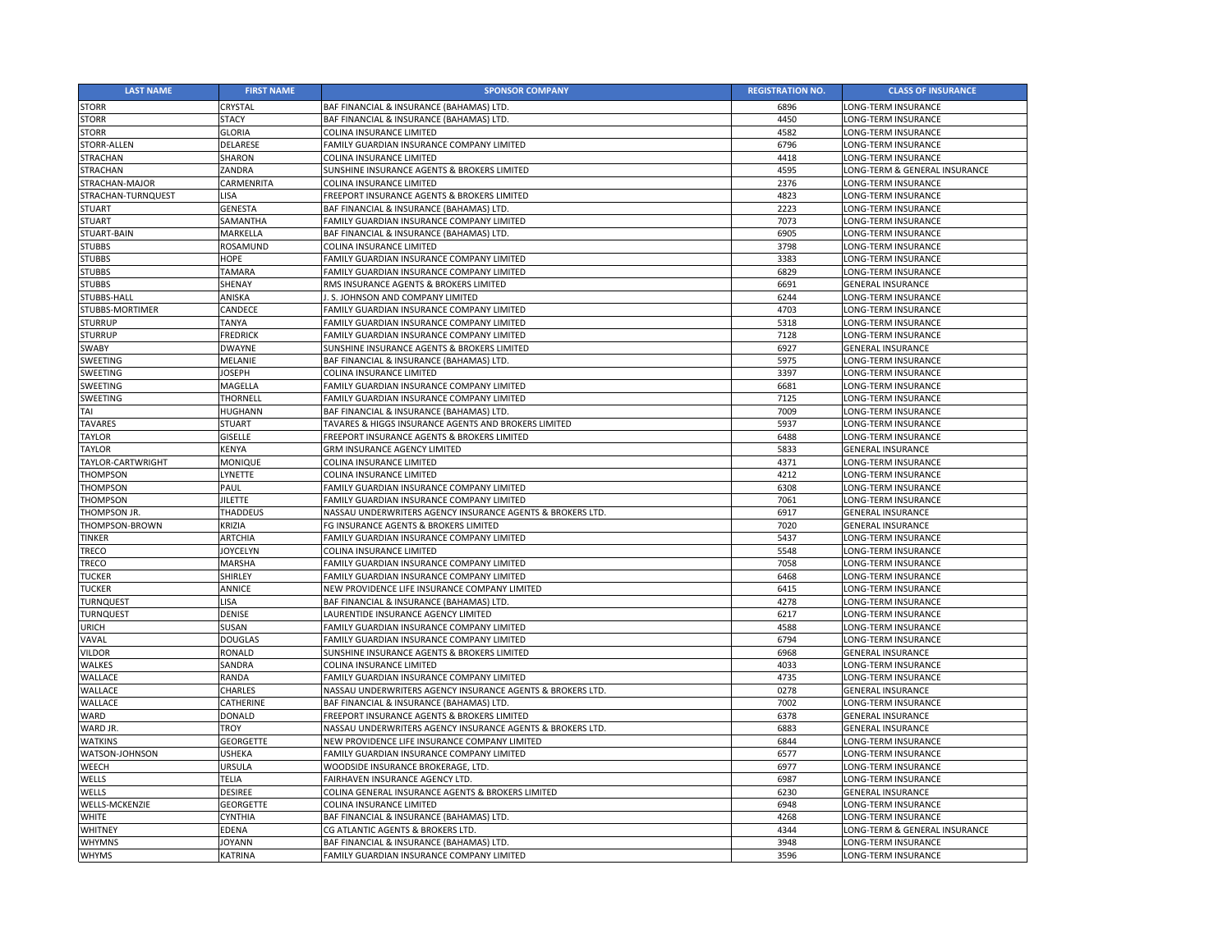| LAST NAME | FIRST NAME | SPONSOR COMPANY | REGISTRATION NO. | CLASS OF INSURANCE |
|---|---|---|---|---|
| STORR | CRYSTAL | BAF FINANCIAL & INSURANCE (BAHAMAS) LTD. | 6896 | LONG-TERM INSURANCE |
| STORR | STACY | BAF FINANCIAL & INSURANCE (BAHAMAS) LTD. | 4450 | LONG-TERM INSURANCE |
| STORR | GLORIA | COLINA INSURANCE LIMITED | 4582 | LONG-TERM INSURANCE |
| STORR-ALLEN | DELARESE | FAMILY GUARDIAN INSURANCE COMPANY LIMITED | 6796 | LONG-TERM INSURANCE |
| STRACHAN | SHARON | COLINA INSURANCE LIMITED | 4418 | LONG-TERM INSURANCE |
| STRACHAN | ZANDRA | SUNSHINE INSURANCE AGENTS & BROKERS LIMITED | 4595 | LONG-TERM & GENERAL INSURANCE |
| STRACHAN-MAJOR | CARMENRITA | COLINA INSURANCE LIMITED | 2376 | LONG-TERM INSURANCE |
| STRACHAN-TURNQUEST | LISA | FREEPORT INSURANCE AGENTS & BROKERS LIMITED | 4823 | LONG-TERM INSURANCE |
| STUART | GENESTA | BAF FINANCIAL & INSURANCE (BAHAMAS) LTD. | 2223 | LONG-TERM INSURANCE |
| STUART | SAMANTHA | FAMILY GUARDIAN INSURANCE COMPANY LIMITED | 7073 | LONG-TERM INSURANCE |
| STUART-BAIN | MARKELLA | BAF FINANCIAL & INSURANCE (BAHAMAS) LTD. | 6905 | LONG-TERM INSURANCE |
| STUBBS | ROSAMUND | COLINA INSURANCE LIMITED | 3798 | LONG-TERM INSURANCE |
| STUBBS | HOPE | FAMILY GUARDIAN INSURANCE COMPANY LIMITED | 3383 | LONG-TERM INSURANCE |
| STUBBS | TAMARA | FAMILY GUARDIAN INSURANCE COMPANY LIMITED | 6829 | LONG-TERM INSURANCE |
| STUBBS | SHENAY | RMS INSURANCE AGENTS & BROKERS LIMITED | 6691 | GENERAL INSURANCE |
| STUBBS-HALL | ANISKA | J. S. JOHNSON AND COMPANY LIMITED | 6244 | LONG-TERM INSURANCE |
| STUBBS-MORTIMER | CANDECE | FAMILY GUARDIAN INSURANCE COMPANY LIMITED | 4703 | LONG-TERM INSURANCE |
| STURRUP | TANYA | FAMILY GUARDIAN INSURANCE COMPANY LIMITED | 5318 | LONG-TERM INSURANCE |
| STURRUP | FREDRICK | FAMILY GUARDIAN INSURANCE COMPANY LIMITED | 7128 | LONG-TERM INSURANCE |
| SWABY | DWAYNE | SUNSHINE INSURANCE AGENTS & BROKERS LIMITED | 6927 | GENERAL INSURANCE |
| SWEETING | MELANIE | BAF FINANCIAL & INSURANCE (BAHAMAS) LTD. | 5975 | LONG-TERM INSURANCE |
| SWEETING | JOSEPH | COLINA INSURANCE LIMITED | 3397 | LONG-TERM INSURANCE |
| SWEETING | MAGELLA | FAMILY GUARDIAN INSURANCE COMPANY LIMITED | 6681 | LONG-TERM INSURANCE |
| SWEETING | THORNELL | FAMILY GUARDIAN INSURANCE COMPANY LIMITED | 7125 | LONG-TERM INSURANCE |
| TAI | HUGHANN | BAF FINANCIAL & INSURANCE (BAHAMAS) LTD. | 7009 | LONG-TERM INSURANCE |
| TAVARES | STUART | TAVARES & HIGGS INSURANCE AGENTS AND BROKERS LIMITED | 5937 | LONG-TERM INSURANCE |
| TAYLOR | GISELLE | FREEPORT INSURANCE AGENTS & BROKERS LIMITED | 6488 | LONG-TERM INSURANCE |
| TAYLOR | KENYA | GRM INSURANCE AGENCY LIMITED | 5833 | GENERAL INSURANCE |
| TAYLOR-CARTWRIGHT | MONIQUE | COLINA INSURANCE LIMITED | 4371 | LONG-TERM INSURANCE |
| THOMPSON | LYNETTE | COLINA INSURANCE LIMITED | 4212 | LONG-TERM INSURANCE |
| THOMPSON | PAUL | FAMILY GUARDIAN INSURANCE COMPANY LIMITED | 6308 | LONG-TERM INSURANCE |
| THOMPSON | JILETTE | FAMILY GUARDIAN INSURANCE COMPANY LIMITED | 7061 | LONG-TERM INSURANCE |
| THOMPSON JR. | THADDEUS | NASSAU UNDERWRITERS AGENCY INSURANCE AGENTS & BROKERS LTD. | 6917 | GENERAL INSURANCE |
| THOMPSON-BROWN | KRIZIA | FG INSURANCE AGENTS & BROKERS LIMITED | 7020 | GENERAL INSURANCE |
| TINKER | ARTCHIA | FAMILY GUARDIAN INSURANCE COMPANY LIMITED | 5437 | LONG-TERM INSURANCE |
| TRECO | JOYCELYN | COLINA INSURANCE LIMITED | 5548 | LONG-TERM INSURANCE |
| TRECO | MARSHA | FAMILY GUARDIAN INSURANCE COMPANY LIMITED | 7058 | LONG-TERM INSURANCE |
| TUCKER | SHIRLEY | FAMILY GUARDIAN INSURANCE COMPANY LIMITED | 6468 | LONG-TERM INSURANCE |
| TUCKER | ANNICE | NEW PROVIDENCE LIFE INSURANCE COMPANY LIMITED | 6415 | LONG-TERM INSURANCE |
| TURNQUEST | LISA | BAF FINANCIAL & INSURANCE (BAHAMAS) LTD. | 4278 | LONG-TERM INSURANCE |
| TURNQUEST | DENISE | LAURENTIDE INSURANCE AGENCY LIMITED | 6217 | LONG-TERM INSURANCE |
| URICH | SUSAN | FAMILY GUARDIAN INSURANCE COMPANY LIMITED | 4588 | LONG-TERM INSURANCE |
| VAVAL | DOUGLAS | FAMILY GUARDIAN INSURANCE COMPANY LIMITED | 6794 | LONG-TERM INSURANCE |
| VILDOR | RONALD | SUNSHINE INSURANCE AGENTS & BROKERS LIMITED | 6968 | GENERAL INSURANCE |
| WALKES | SANDRA | COLINA INSURANCE LIMITED | 4033 | LONG-TERM INSURANCE |
| WALLACE | RANDA | FAMILY GUARDIAN INSURANCE COMPANY LIMITED | 4735 | LONG-TERM INSURANCE |
| WALLACE | CHARLES | NASSAU UNDERWRITERS AGENCY INSURANCE AGENTS & BROKERS LTD. | 0278 | GENERAL INSURANCE |
| WALLACE | CATHERINE | BAF FINANCIAL & INSURANCE (BAHAMAS) LTD. | 7002 | LONG-TERM INSURANCE |
| WARD | DONALD | FREEPORT INSURANCE AGENTS & BROKERS LIMITED | 6378 | GENERAL INSURANCE |
| WARD JR. | TROY | NASSAU UNDERWRITERS AGENCY INSURANCE AGENTS & BROKERS LTD. | 6883 | GENERAL INSURANCE |
| WATKINS | GEORGETTE | NEW PROVIDENCE LIFE INSURANCE COMPANY LIMITED | 6844 | LONG-TERM INSURANCE |
| WATSON-JOHNSON | USHEKA | FAMILY GUARDIAN INSURANCE COMPANY LIMITED | 6577 | LONG-TERM INSURANCE |
| WEECH | URSULA | WOODSIDE INSURANCE BROKERAGE, LTD. | 6977 | LONG-TERM INSURANCE |
| WELLS | TELIA | FAIRHAVEN INSURANCE AGENCY LTD. | 6987 | LONG-TERM INSURANCE |
| WELLS | DESIREE | COLINA GENERAL INSURANCE AGENTS & BROKERS LIMITED | 6230 | GENERAL INSURANCE |
| WELLS-MCKENZIE | GEORGETTE | COLINA INSURANCE LIMITED | 6948 | LONG-TERM INSURANCE |
| WHITE | CYNTHIA | BAF FINANCIAL & INSURANCE (BAHAMAS) LTD. | 4268 | LONG-TERM INSURANCE |
| WHITNEY | EDENA | CG ATLANTIC AGENTS & BROKERS LTD. | 4344 | LONG-TERM & GENERAL INSURANCE |
| WHYMNS | JOYANN | BAF FINANCIAL & INSURANCE (BAHAMAS) LTD. | 3948 | LONG-TERM INSURANCE |
| WHYMS | KATRINA | FAMILY GUARDIAN INSURANCE COMPANY LIMITED | 3596 | LONG-TERM INSURANCE |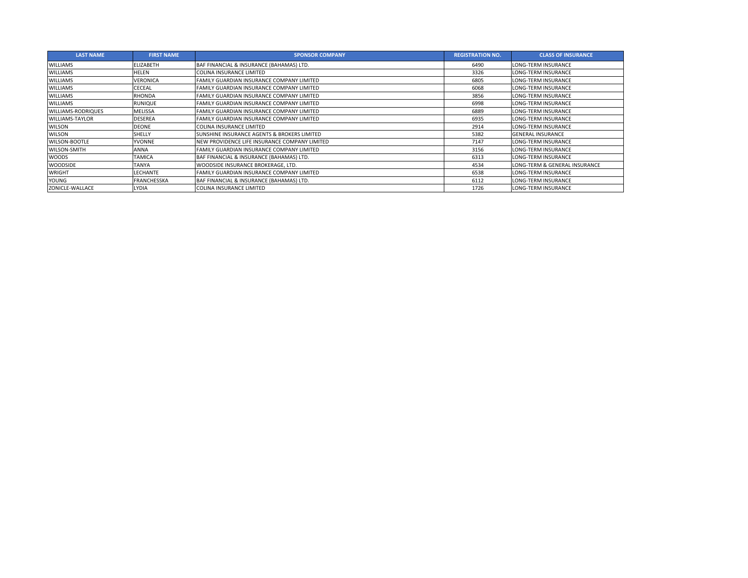| LAST NAME | FIRST NAME | SPONSOR COMPANY | REGISTRATION NO. | CLASS OF INSURANCE |
|---|---|---|---|---|
| WILLIAMS | ELIZABETH | BAF FINANCIAL & INSURANCE (BAHAMAS) LTD. | 6490 | LONG-TERM INSURANCE |
| WILLIAMS | HELEN | COLINA INSURANCE LIMITED | 3326 | LONG-TERM INSURANCE |
| WILLIAMS | VERONICA | FAMILY GUARDIAN INSURANCE COMPANY LIMITED | 6805 | LONG-TERM INSURANCE |
| WILLIAMS | CECEAL | FAMILY GUARDIAN INSURANCE COMPANY LIMITED | 6068 | LONG-TERM INSURANCE |
| WILLIAMS | RHONDA | FAMILY GUARDIAN INSURANCE COMPANY LIMITED | 3856 | LONG-TERM INSURANCE |
| WILLIAMS | RUNIQUE | FAMILY GUARDIAN INSURANCE COMPANY LIMITED | 6998 | LONG-TERM INSURANCE |
| WILLIAMS-RODRIQUES | MELISSA | FAMILY GUARDIAN INSURANCE COMPANY LIMITED | 6889 | LONG-TERM INSURANCE |
| WILLIAMS-TAYLOR | DESEREA | FAMILY GUARDIAN INSURANCE COMPANY LIMITED | 6935 | LONG-TERM INSURANCE |
| WILSON | DEONE | COLINA INSURANCE LIMITED | 2914 | LONG-TERM INSURANCE |
| WILSON | SHELLY | SUNSHINE INSURANCE AGENTS & BROKERS LIMITED | 5382 | GENERAL INSURANCE |
| WILSON-BOOTLE | YVONNE | NEW PROVIDENCE LIFE INSURANCE COMPANY LIMITED | 7147 | LONG-TERM INSURANCE |
| WILSON-SMITH | ANNA | FAMILY GUARDIAN INSURANCE COMPANY LIMITED | 3156 | LONG-TERM INSURANCE |
| WOODS | TAMICA | BAF FINANCIAL & INSURANCE (BAHAMAS) LTD. | 6313 | LONG-TERM INSURANCE |
| WOODSIDE | TANYA | WOODSIDE INSURANCE BROKERAGE, LTD. | 4534 | LONG-TERM & GENERAL INSURANCE |
| WRIGHT | LECHANTE | FAMILY GUARDIAN INSURANCE COMPANY LIMITED | 6538 | LONG-TERM INSURANCE |
| YOUNG | FRANCHESSKA | BAF FINANCIAL & INSURANCE (BAHAMAS) LTD. | 6112 | LONG-TERM INSURANCE |
| ZONICLE-WALLACE | LYDIA | COLINA INSURANCE LIMITED | 1726 | LONG-TERM INSURANCE |